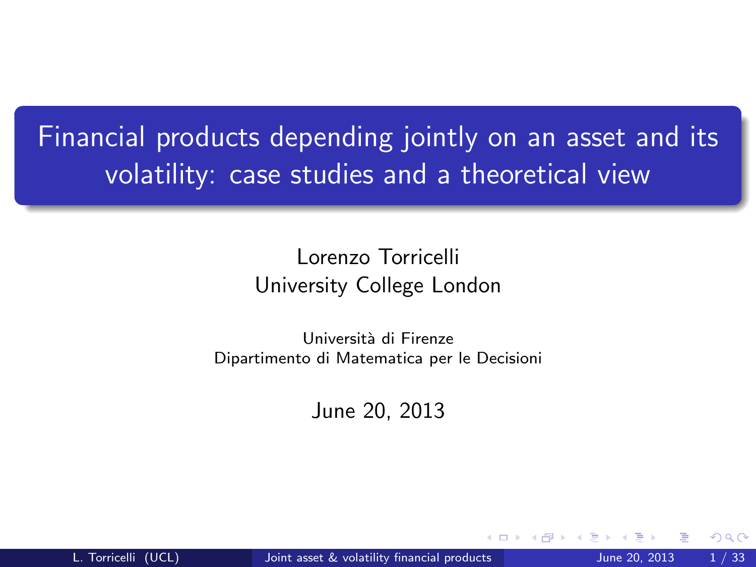# Financial products depending jointly on an asset and its volatility: case studies and a theoretical view

Lorenzo Torricelli
University College London

Università di Firenze
Dipartimento di Matematica per le Decisioni

June 20, 2013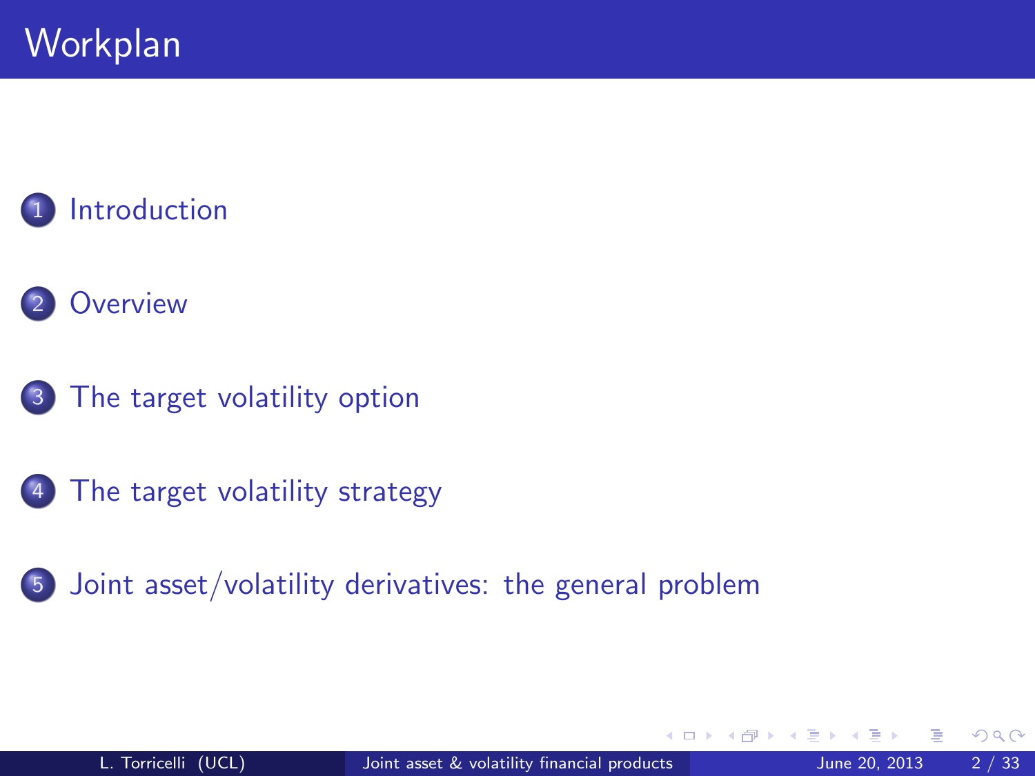# Workplan

1. Introduction
2. Overview
3. The target volatility option
4. The target volatility strategy
5. Joint asset/volatility derivatives: the general problem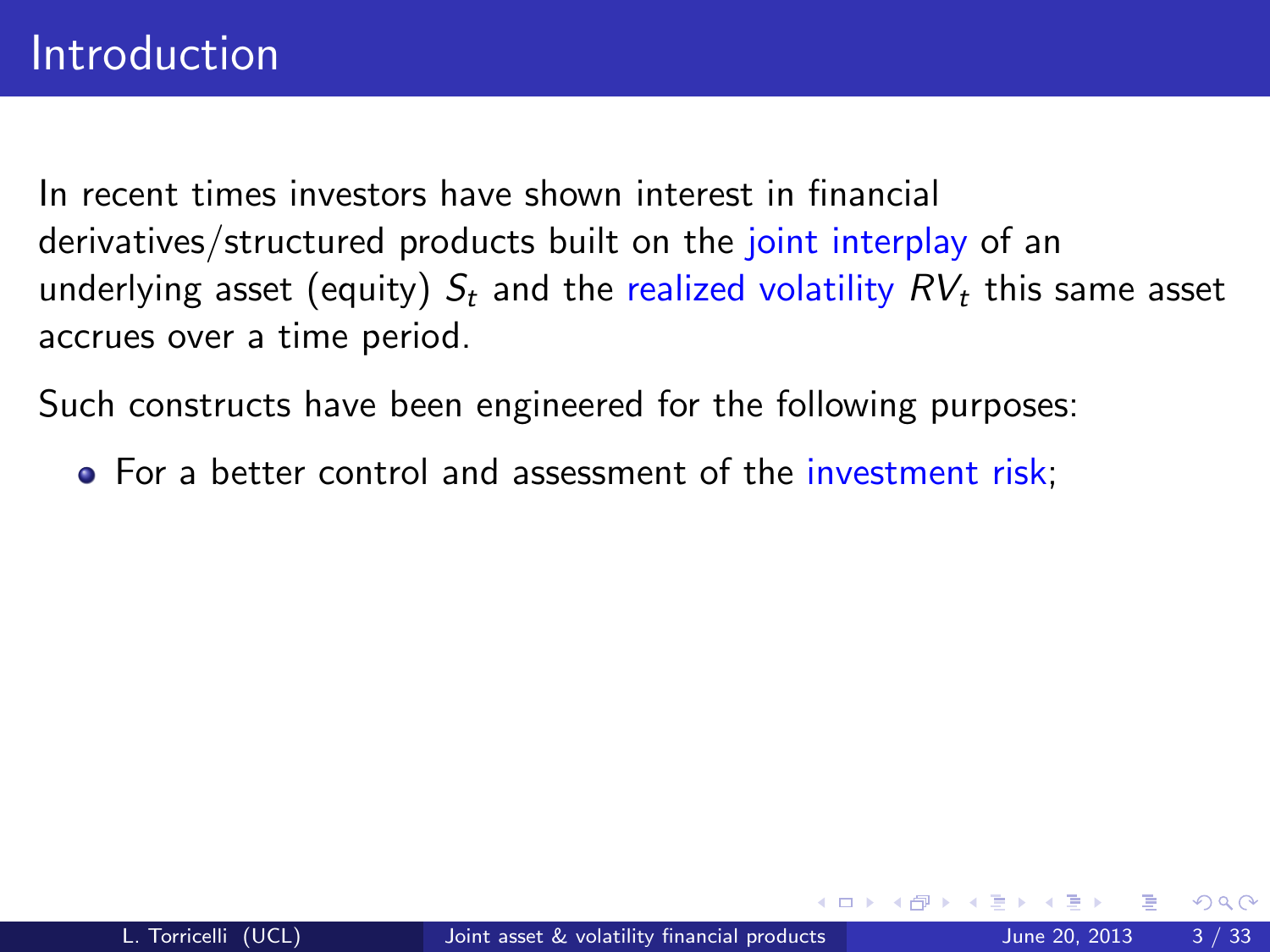# Introduction

In recent times investors have shown interest in financial derivatives/structured products built on the joint interplay of an underlying asset (equity) $S_t$ and the realized volatility $RV_t$ this same asset accrues over a time period.

Such constructs have been engineered for the following purposes:

- For a better control and assessment of the investment risk;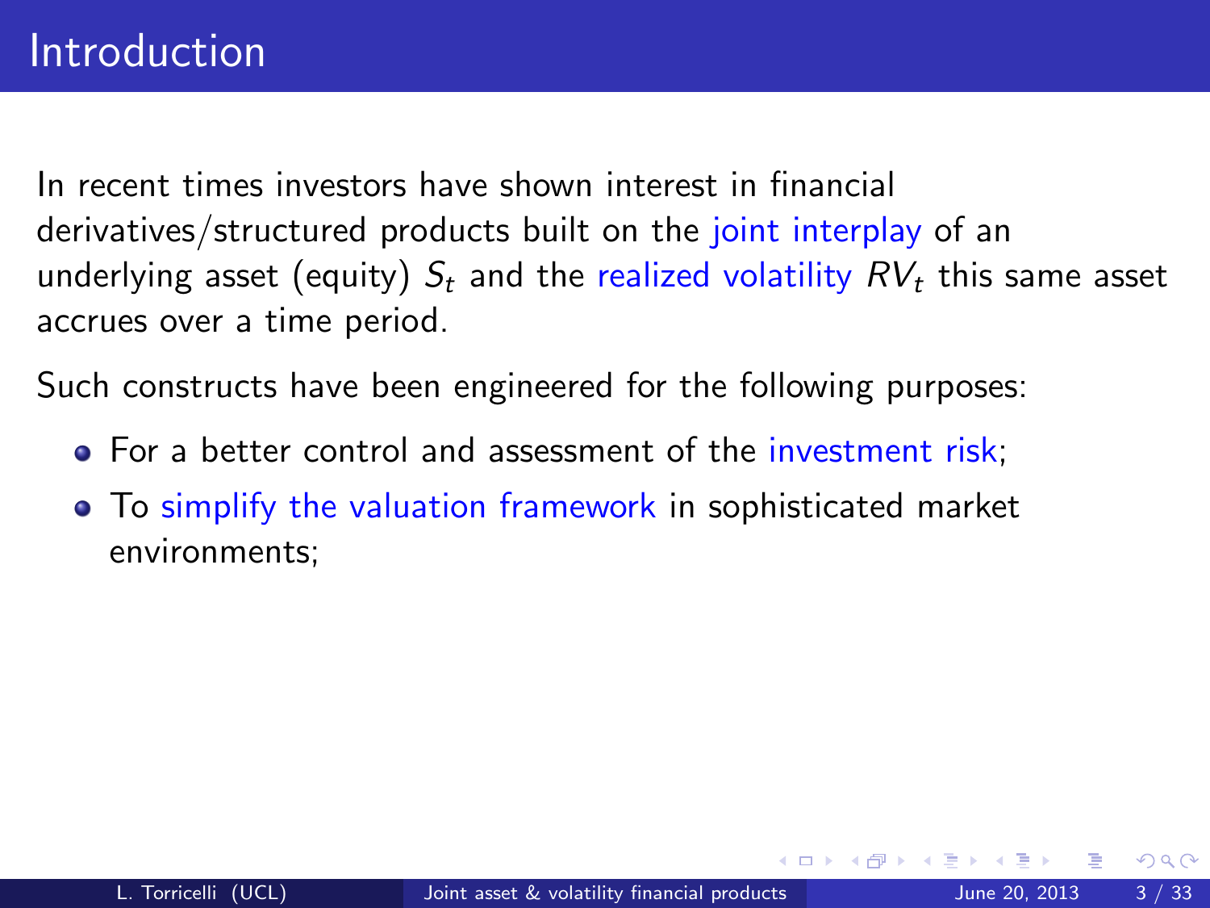# Introduction

In recent times investors have shown interest in financial derivatives/structured products built on the joint interplay of an underlying asset (equity) $S_t$ and the realized volatility $RV_t$ this same asset accrues over a time period.

Such constructs have been engineered for the following purposes:

- For a better control and assessment of the investment risk;
- To simplify the valuation framework in sophisticated market environments;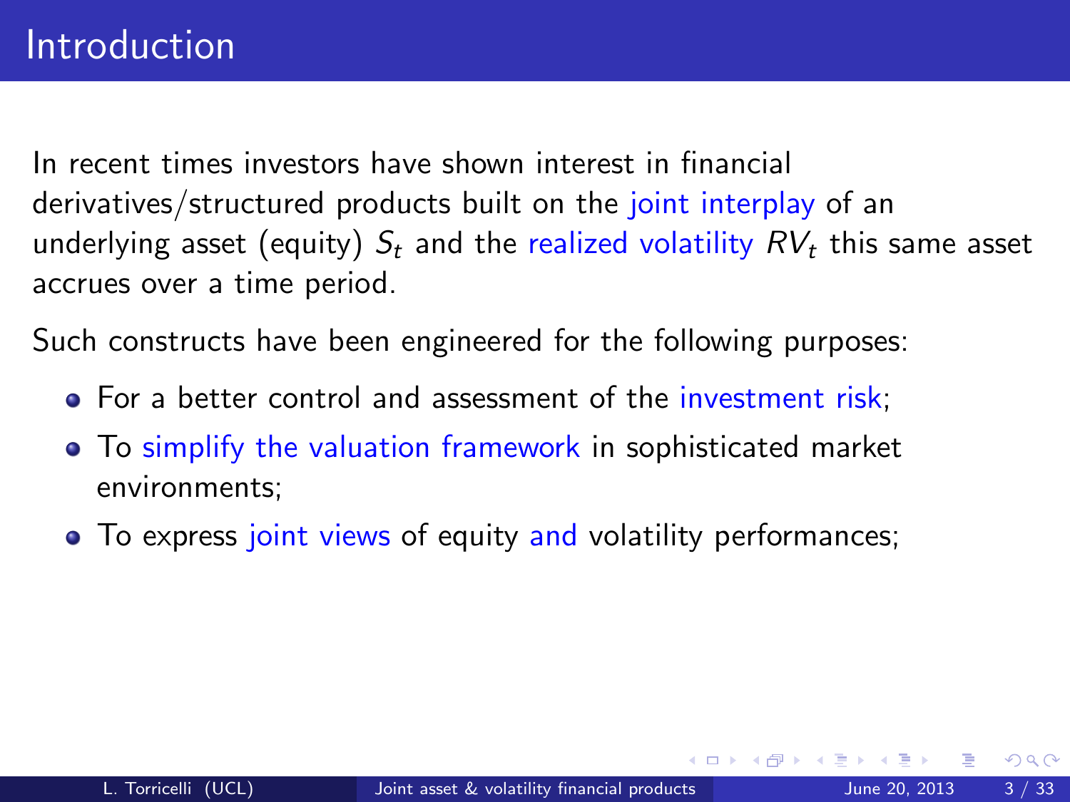# Introduction

In recent times investors have shown interest in financial derivatives/structured products built on the joint interplay of an underlying asset (equity) $S_t$ and the realized volatility $RV_t$ this same asset accrues over a time period.

Such constructs have been engineered for the following purposes:

- For a better control and assessment of the investment risk;
- To simplify the valuation framework in sophisticated market environments;
- To express joint views of equity and volatility performances;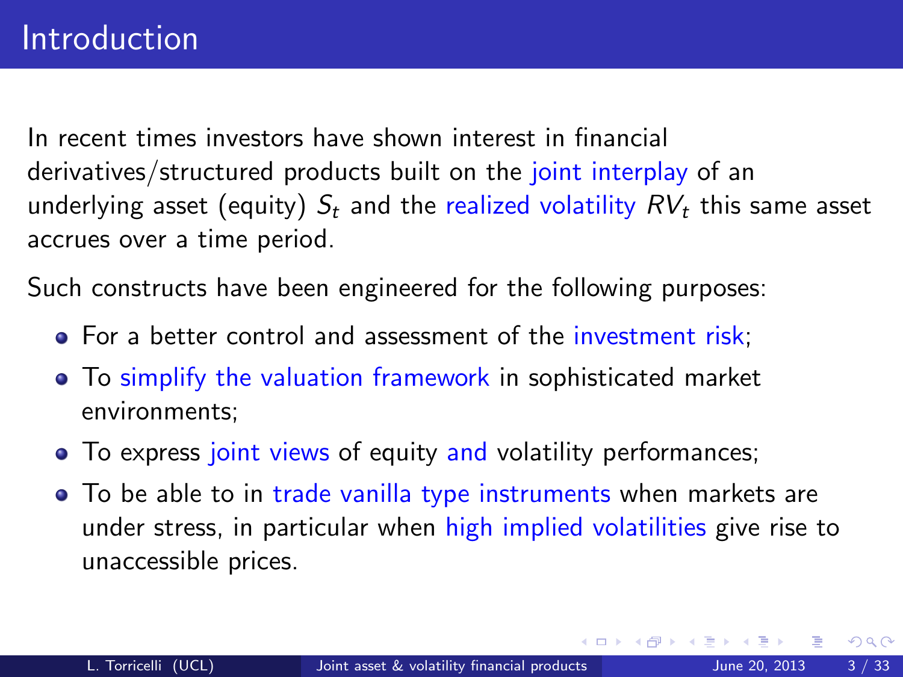# Introduction

In recent times investors have shown interest in financial derivatives/structured products built on the joint interplay of an underlying asset (equity) $S_t$ and the realized volatility $RV_t$ this same asset accrues over a time period.

Such constructs have been engineered for the following purposes:

- For a better control and assessment of the investment risk;
- To simplify the valuation framework in sophisticated market environments;
- To express joint views of equity and volatility performances;
- To be able to in trade vanilla type instruments when markets are under stress, in particular when high implied volatilities give rise to unaccessible prices.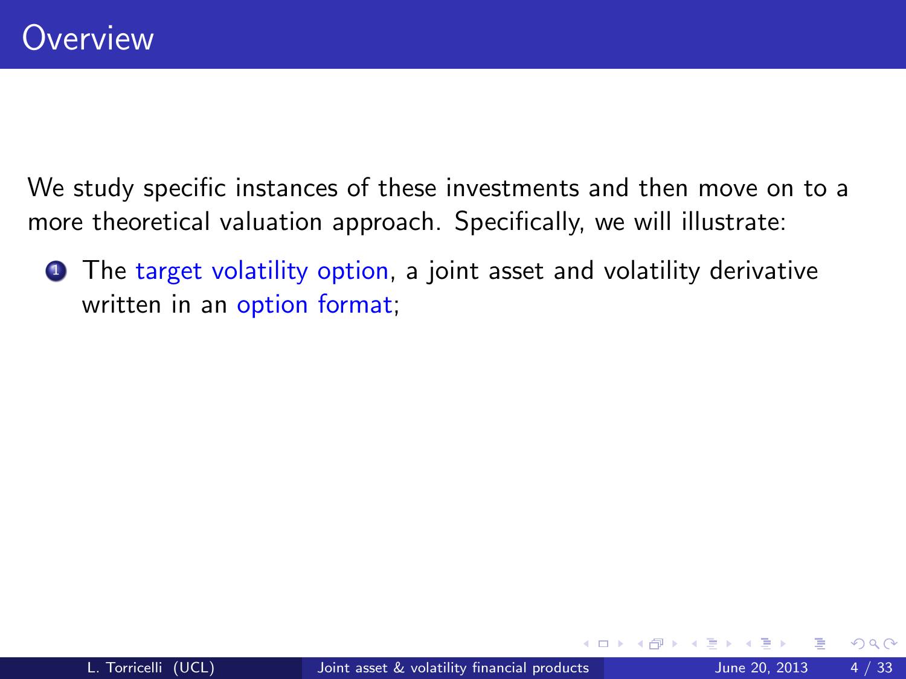# Overview

We study specific instances of these investments and then move on to a more theoretical valuation approach. Specifically, we will illustrate:

1. The target volatility option, a joint asset and volatility derivative written in an option format;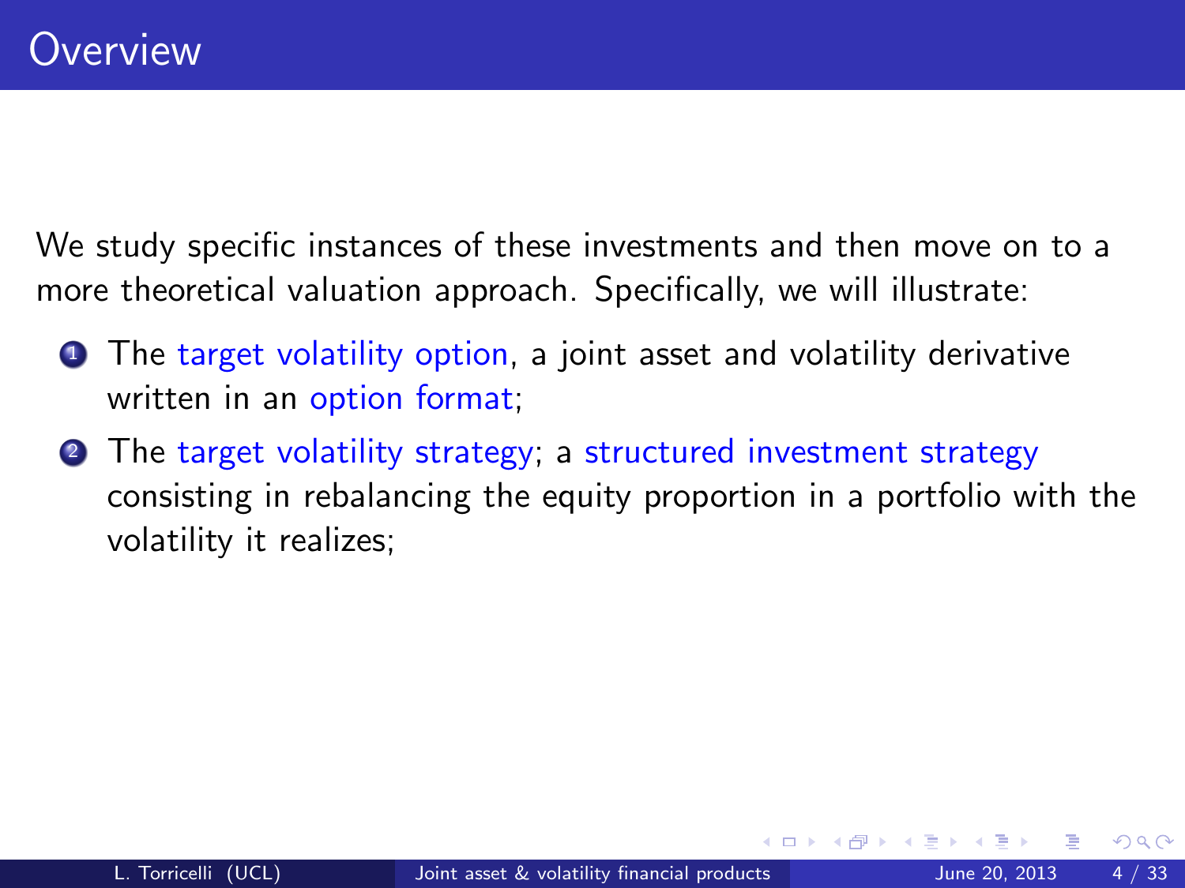# Overview

We study specific instances of these investments and then move on to a more theoretical valuation approach. Specifically, we will illustrate:

1. The target volatility option, a joint asset and volatility derivative written in an option format;
2. The target volatility strategy; a structured investment strategy consisting in rebalancing the equity proportion in a portfolio with the volatility it realizes;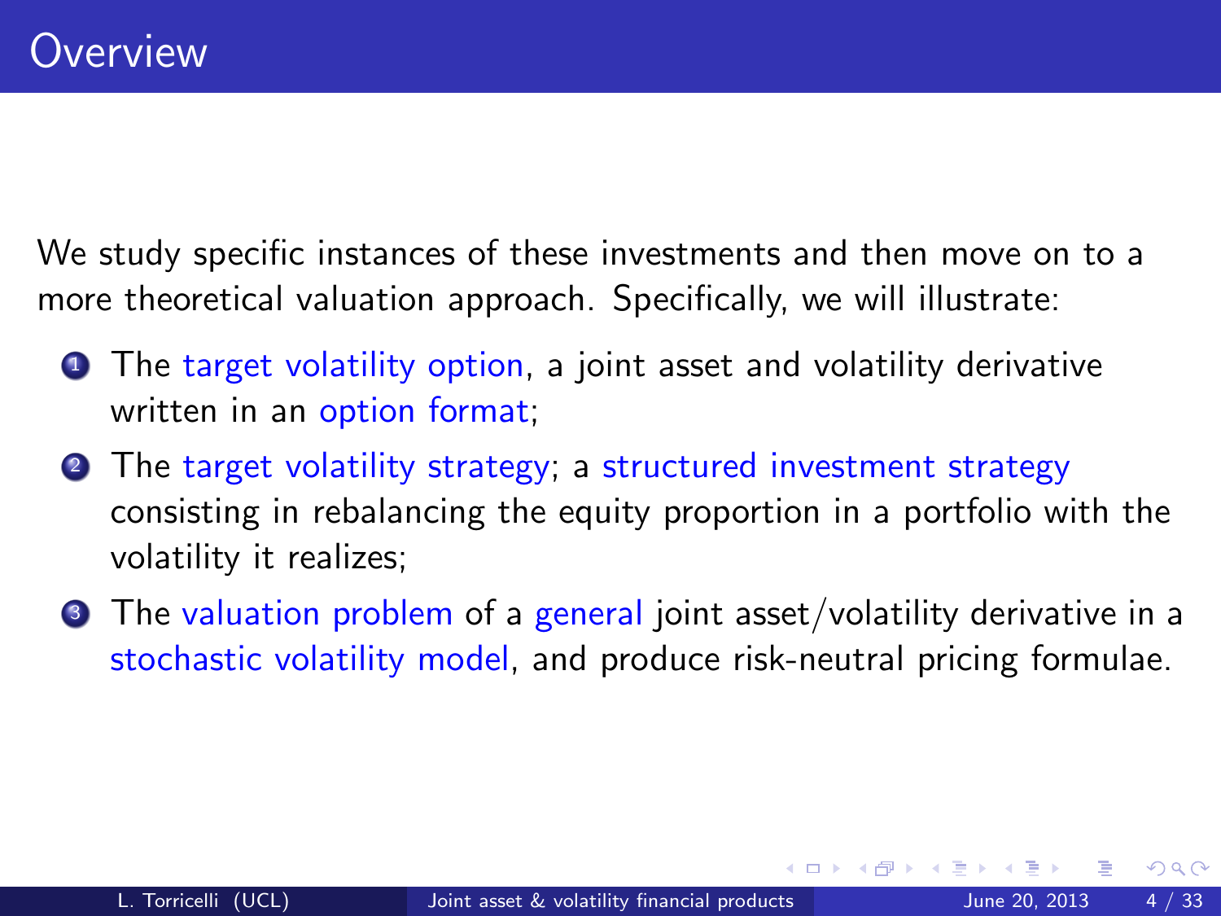# Overview

We study specific instances of these investments and then move on to a more theoretical valuation approach. Specifically, we will illustrate:

1. The target volatility option, a joint asset and volatility derivative written in an option format;
2. The target volatility strategy; a structured investment strategy consisting in rebalancing the equity proportion in a portfolio with the volatility it realizes;
3. The valuation problem of a general joint asset/volatility derivative in a stochastic volatility model, and produce risk-neutral pricing formulae.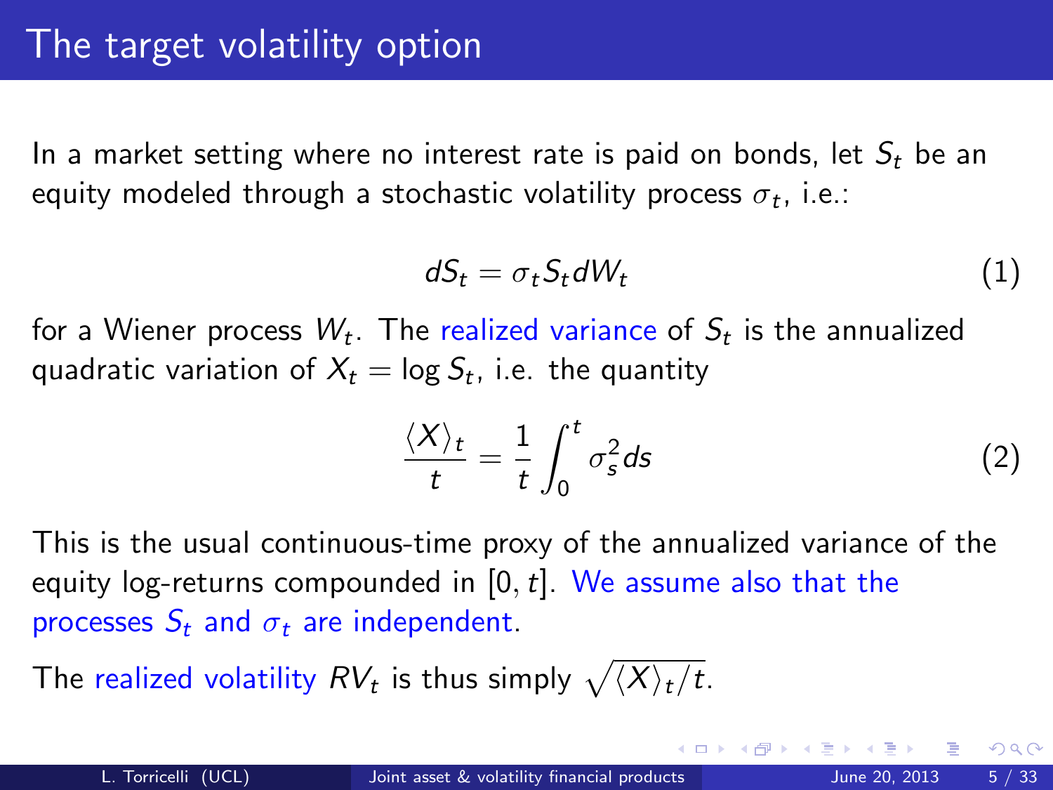# The target volatility option

In a market setting where no interest rate is paid on bonds, let $S_t$ be an equity modeled through a stochastic volatility process $\sigma_t$, i.e.:

$$dS_t = \sigma_t S_t dW_t \tag{1}$$

for a Wiener process $W_t$. The realized variance of $S_t$ is the annualized quadratic variation of $X_t = \log S_t$, i.e. the quantity

$$\frac{\langle X \rangle_t}{t} = \frac{1}{t} \int_0^t \sigma_s^2 ds \tag{2}$$

This is the usual continuous-time proxy of the annualized variance of the equity log-returns compounded in $[0, t]$. We assume also that the processes $S_t$ and $\sigma_t$ are independent.

The realized volatility $RV_t$ is thus simply $\sqrt{\langle X \rangle_t / t}$.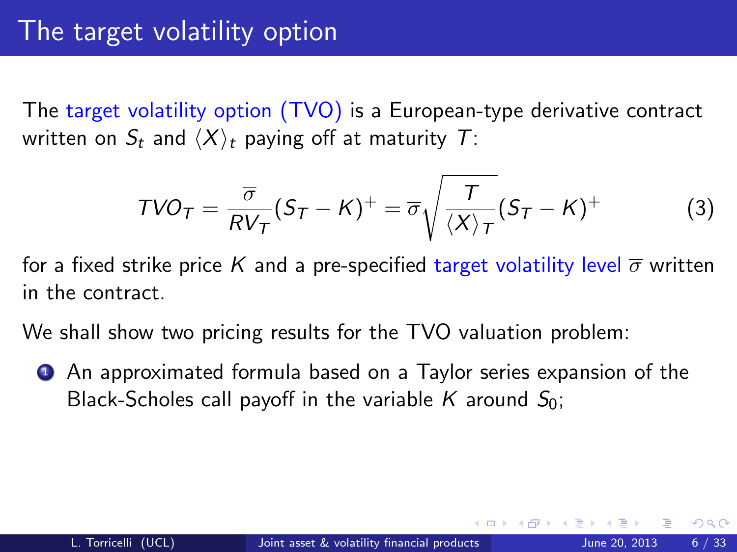# The target volatility option

The target volatility option (TVO) is a European-type derivative contract written on $S_t$ and $\langle X \rangle_t$ paying off at maturity $T$:

$$TVO_T = \frac{\overline{\sigma}}{RV_T}(S_T - K)^+ = \overline{\sigma}\sqrt{\frac{T}{\langle X \rangle_T}}(S_T - K)^+ \tag{3}$$

for a fixed strike price $K$ and a pre-specified target volatility level $\overline{\sigma}$ written in the contract.

We shall show two pricing results for the TVO valuation problem:

1. An approximated formula based on a Taylor series expansion of the Black-Scholes call payoff in the variable $K$ around $S_0$;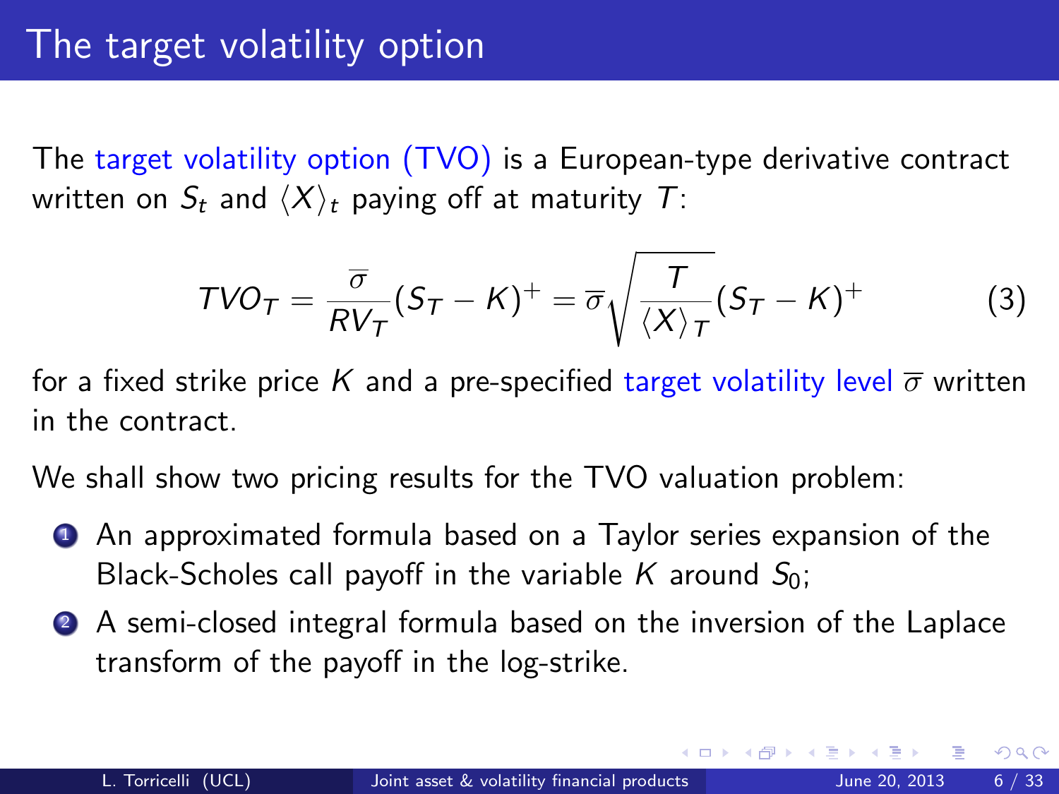# The target volatility option

The target volatility option (TVO) is a European-type derivative contract written on $S_t$ and $\langle X \rangle_t$ paying off at maturity $T$:

$$
TVO_T = \frac{\overline{\sigma}}{RV_T}(S_T - K)^+ = \overline{\sigma}\sqrt{\frac{T}{\langle X \rangle_T}}(S_T - K)^+ \tag{3}
$$

for a fixed strike price $K$ and a pre-specified target volatility level $\overline{\sigma}$ written in the contract.

We shall show two pricing results for the TVO valuation problem:

1. An approximated formula based on a Taylor series expansion of the Black-Scholes call payoff in the variable $K$ around $S_0$;
2. A semi-closed integral formula based on the inversion of the Laplace transform of the payoff in the log-strike.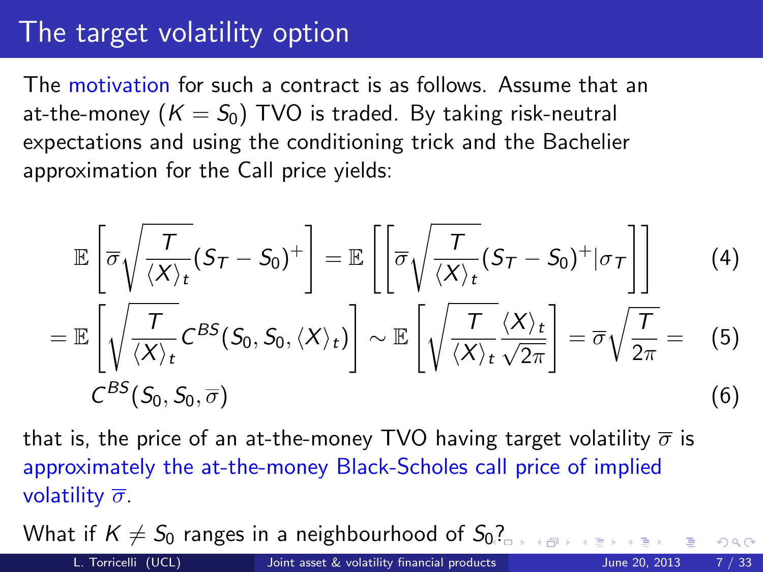# The target volatility option

The motivation for such a contract is as follows. Assume that an at-the-money ($K = S_0$) TVO is traded. By taking risk-neutral expectations and using the conditioning trick and the Bachelier approximation for the Call price yields:

$$\mathbb{E}\left[\overline{\sigma}\sqrt{\frac{T}{\langle X \rangle_t}}(S_T - S_0)^+\right] = \mathbb{E}\left[\left[\overline{\sigma}\sqrt{\frac{T}{\langle X \rangle_t}}(S_T - S_0)^+ | \sigma_T\right]\right] \tag{4}$$

$$= \mathbb{E}\left[\sqrt{\frac{T}{\langle X \rangle_t}} C^{BS}(S_0, S_0, \langle X \rangle_t)\right] \sim \mathbb{E}\left[\sqrt{\frac{T}{\langle X \rangle_t}}\frac{\langle X \rangle_t}{\sqrt{2\pi}}\right] = \overline{\sigma}\sqrt{\frac{T}{2\pi}} = \tag{5}$$

$$C^{BS}(S_0, S_0, \overline{\sigma}) \tag{6}$$

that is, the price of an at-the-money TVO having target volatility $\overline{\sigma}$ is approximately the at-the-money Black-Scholes call price of implied volatility $\overline{\sigma}$.

What if $K \neq S_0$ ranges in a neighbourhood of $S_0$?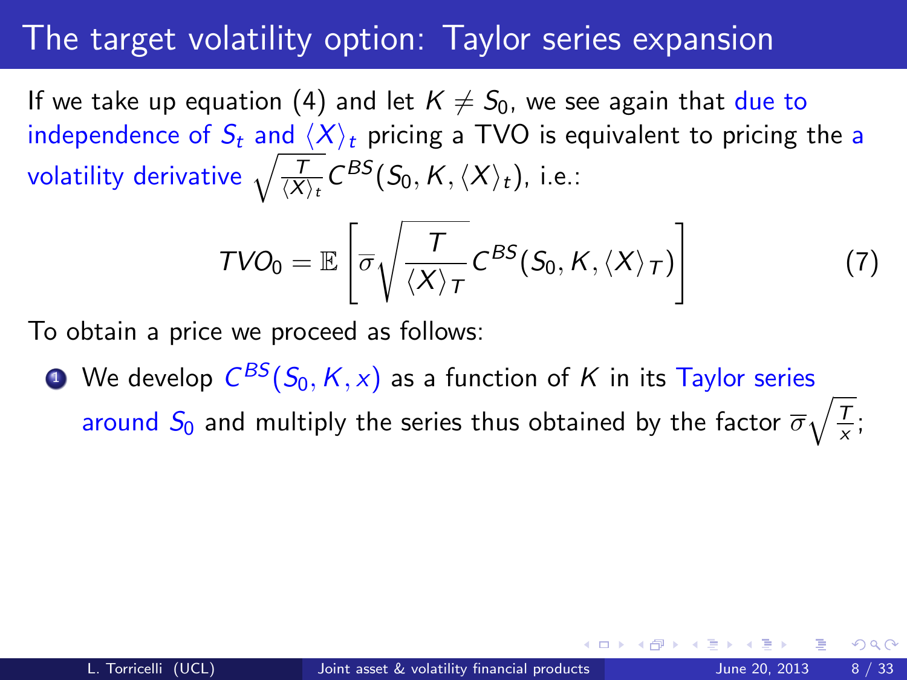# The target volatility option: Taylor series expansion

If we take up equation (4) and let $K \neq S_0$, we see again that due to independence of $S_t$ and $\langle X \rangle_t$ pricing a TVO is equivalent to pricing the a volatility derivative $\sqrt{\frac{T}{\langle X \rangle_t}} C^{BS}(S_0, K, \langle X \rangle_t)$, i.e.:

$$TVO_0 = \mathbb{E}\left[\overline{\sigma}\sqrt{\frac{T}{\langle X \rangle_T}} C^{BS}(S_0, K, \langle X \rangle_T)\right] \tag{7}$$

To obtain a price we proceed as follows:

1. We develop $C^{BS}(S_0, K, x)$ as a function of $K$ in its Taylor series around $S_0$ and multiply the series thus obtained by the factor $\overline{\sigma}\sqrt{\frac{T}{x}}$;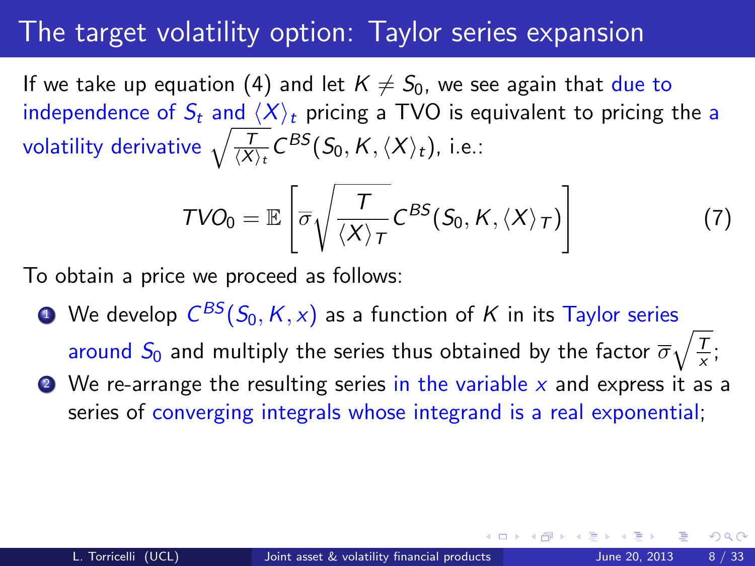# The target volatility option: Taylor series expansion

If we take up equation (4) and let $K \neq S_0$, we see again that due to independence of $S_t$ and $\langle X \rangle_t$ pricing a TVO is equivalent to pricing the a volatility derivative $\sqrt{\frac{T}{\langle X \rangle_t}} C^{BS}(S_0, K, \langle X \rangle_t)$, i.e.:

$$TVO_0 = \mathbb{E}\left[\overline{\sigma}\sqrt{\frac{T}{\langle X \rangle_T}} C^{BS}(S_0, K, \langle X \rangle_T)\right] \tag{7}$$

To obtain a price we proceed as follows:

1. We develop $C^{BS}(S_0, K, x)$ as a function of $K$ in its Taylor series around $S_0$ and multiply the series thus obtained by the factor $\overline{\sigma}\sqrt{\frac{T}{x}}$;
2. We re-arrange the resulting series in the variable $x$ and express it as a series of converging integrals whose integrand is a real exponential;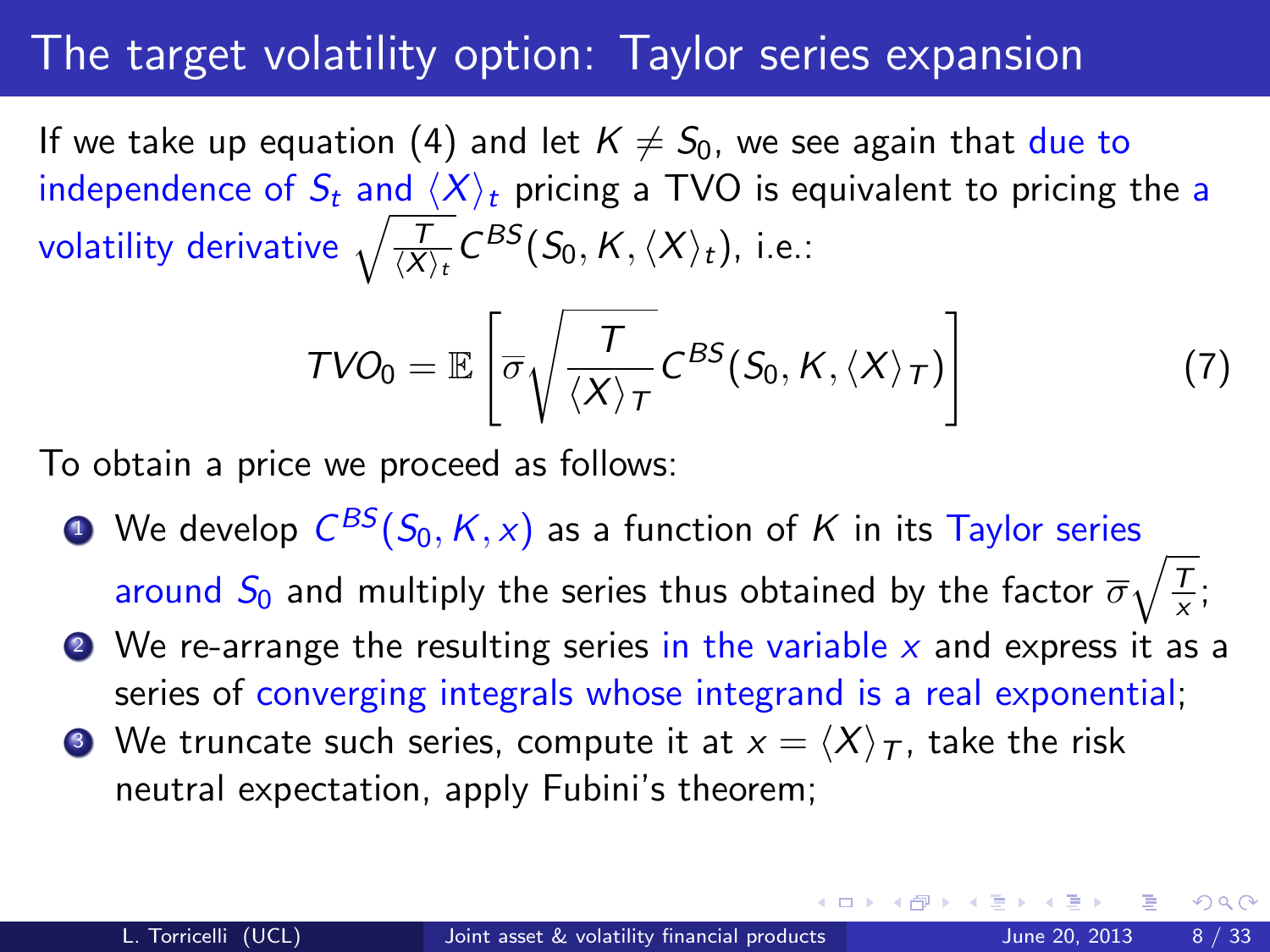# The target volatility option: Taylor series expansion

If we take up equation (4) and let $K \neq S_0$, we see again that due to independence of $S_t$ and $\langle X \rangle_t$ pricing a TVO is equivalent to pricing the a volatility derivative $\sqrt{\frac{T}{\langle X \rangle_t}} C^{BS}(S_0, K, \langle X \rangle_t)$, i.e.:

$$TVO_0 = \mathbb{E}\left[\overline{\sigma}\sqrt{\frac{T}{\langle X \rangle_T}} C^{BS}(S_0, K, \langle X \rangle_T)\right] \tag{7}$$

To obtain a price we proceed as follows:

1. We develop $C^{BS}(S_0, K, x)$ as a function of $K$ in its Taylor series around $S_0$ and multiply the series thus obtained by the factor $\overline{\sigma}\sqrt{\frac{T}{x}}$;
2. We re-arrange the resulting series in the variable $x$ and express it as a series of converging integrals whose integrand is a real exponential;
3. We truncate such series, compute it at $x = \langle X \rangle_T$, take the risk neutral expectation, apply Fubini's theorem;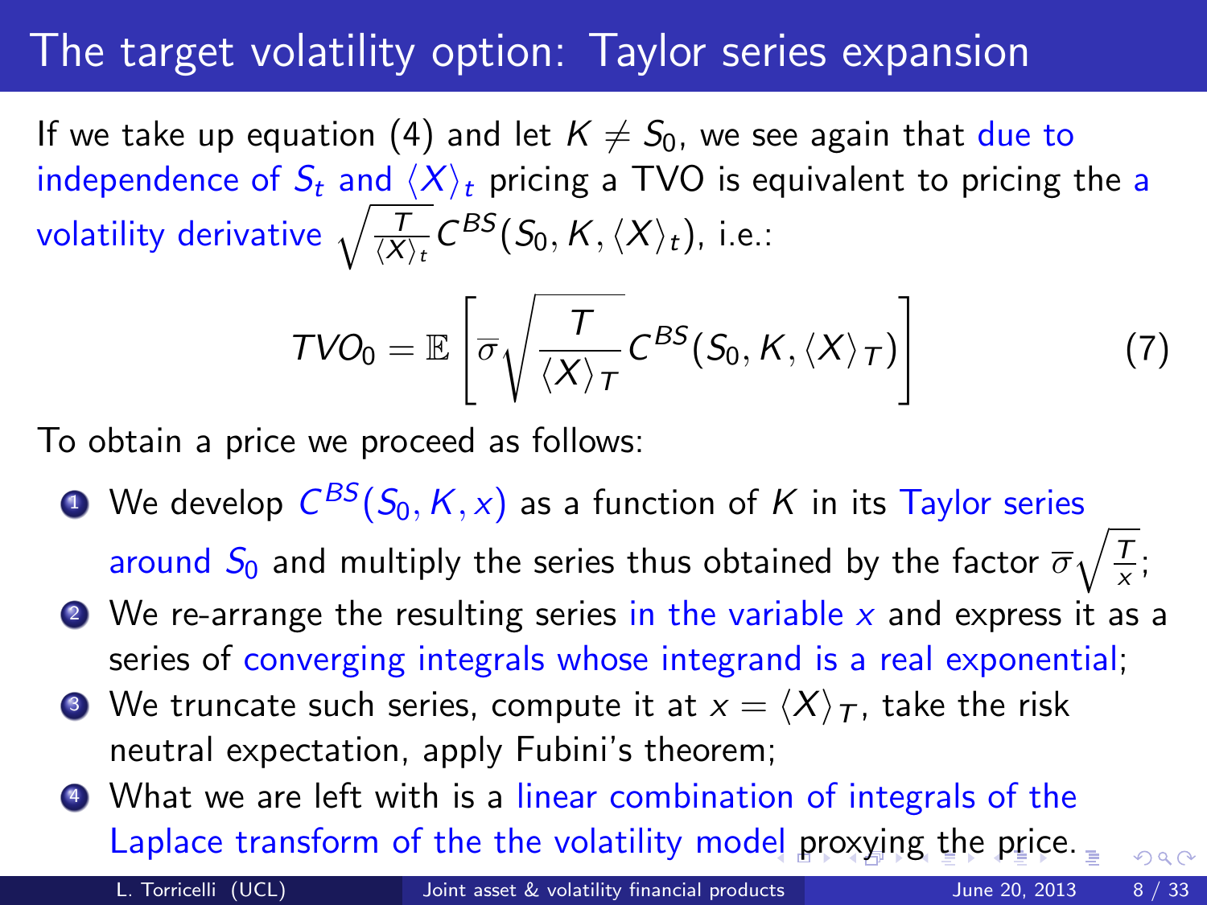# The target volatility option: Taylor series expansion

If we take up equation (4) and let $K \neq S_0$, we see again that due to independence of $S_t$ and $\langle X \rangle_t$ pricing a TVO is equivalent to pricing the a volatility derivative $\sqrt{\frac{T}{\langle X \rangle_t}} C^{BS}(S_0, K, \langle X \rangle_t)$, i.e.:

$$TVO_0 = \mathbb{E}\left[\overline{\sigma}\sqrt{\frac{T}{\langle X \rangle_T}} C^{BS}(S_0, K, \langle X \rangle_T)\right] \tag{7}$$

To obtain a price we proceed as follows:

1. We develop $C^{BS}(S_0, K, x)$ as a function of $K$ in its Taylor series around $S_0$ and multiply the series thus obtained by the factor $\overline{\sigma}\sqrt{\frac{T}{x}}$;
2. We re-arrange the resulting series in the variable $x$ and express it as a series of converging integrals whose integrand is a real exponential;
3. We truncate such series, compute it at $x = \langle X \rangle_T$, take the risk neutral expectation, apply Fubini's theorem;
4. What we are left with is a linear combination of integrals of the Laplace transform of the the volatility model proxying the price.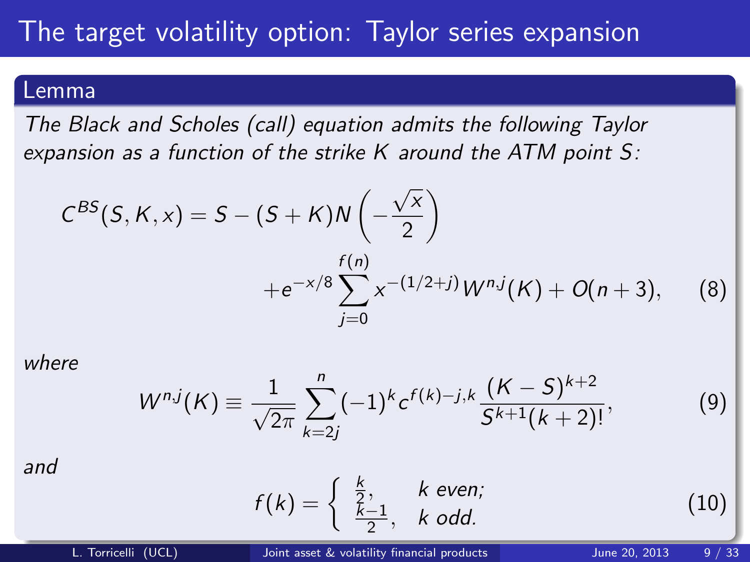# The target volatility option: Taylor series expansion

**Lemma**

*The Black and Scholes (call) equation admits the following Taylor expansion as a function of the strike $K$ around the ATM point $S$:*

$$C^{BS}(S,K,x) = S - (S+K)N\left(-\frac{\sqrt{x}}{2}\right) + e^{-x/8}\sum_{j=0}^{f(n)} x^{-(1/2+j)} W^{n,j}(K) + O(n+3), \tag{8}$$

*where*

$$W^{n,j}(K) \equiv \frac{1}{\sqrt{2\pi}} \sum_{k=2j}^{n} (-1)^k c^{f(k)-j,k} \frac{(K-S)^{k+2}}{S^{k+1}(k+2)!}, \tag{9}$$

*and*

$$f(k) = \begin{cases} \frac{k}{2}, & k \text{ even;} \\ \frac{k-1}{2}, & k \text{ odd.} \end{cases} \tag{10}$$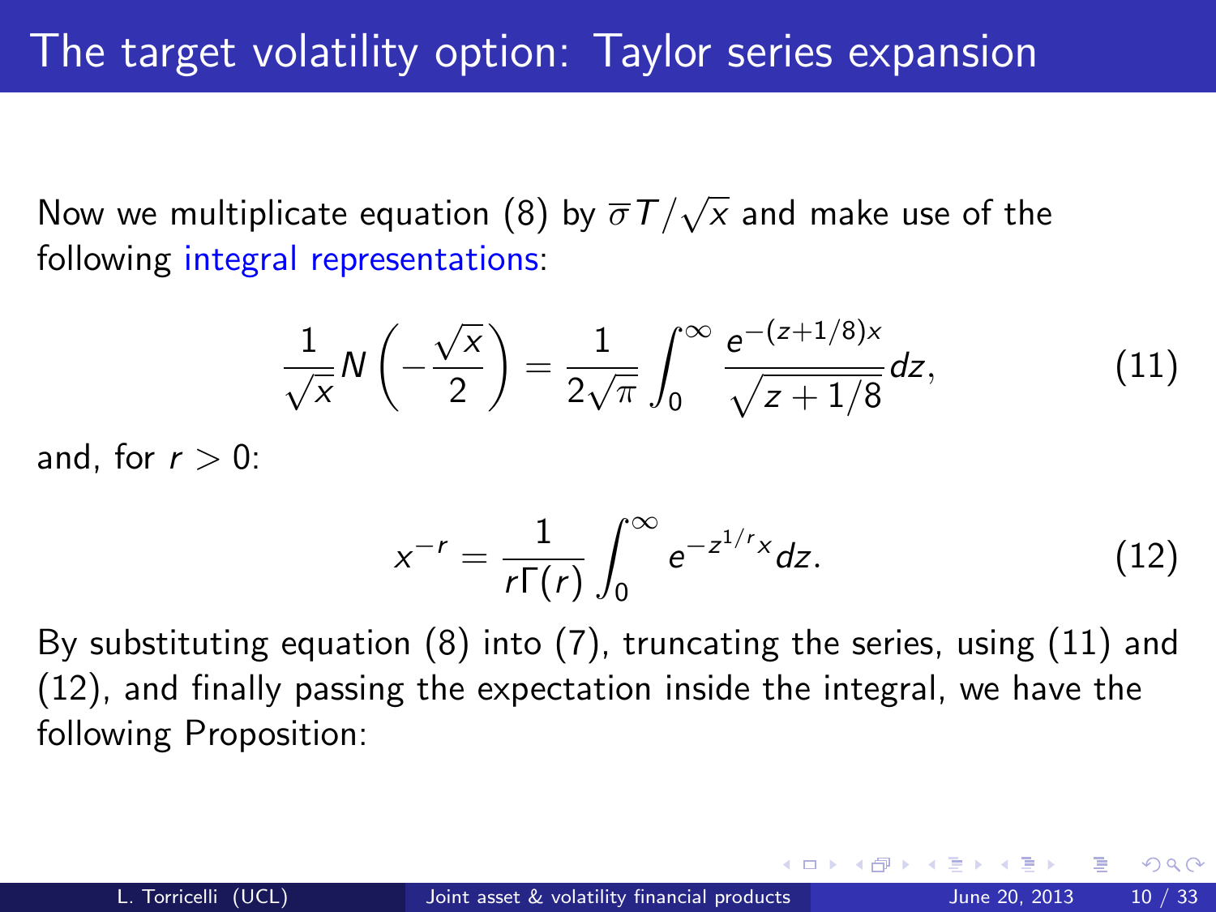# The target volatility option: Taylor series expansion

Now we multiplicate equation (8) by $\overline{\sigma}T/\sqrt{x}$ and make use of the following integral representations:

$$\frac{1}{\sqrt{x}}N\left(-\frac{\sqrt{x}}{2}\right) = \frac{1}{2\sqrt{\pi}}\int_0^\infty \frac{e^{-(z+1/8)x}}{\sqrt{z+1/8}}dz, \tag{11}$$

and, for $r > 0$:

$$x^{-r} = \frac{1}{r\Gamma(r)}\int_0^\infty e^{-z^{1/r}x}dz. \tag{12}$$

By substituting equation (8) into (7), truncating the series, using (11) and (12), and finally passing the expectation inside the integral, we have the following Proposition: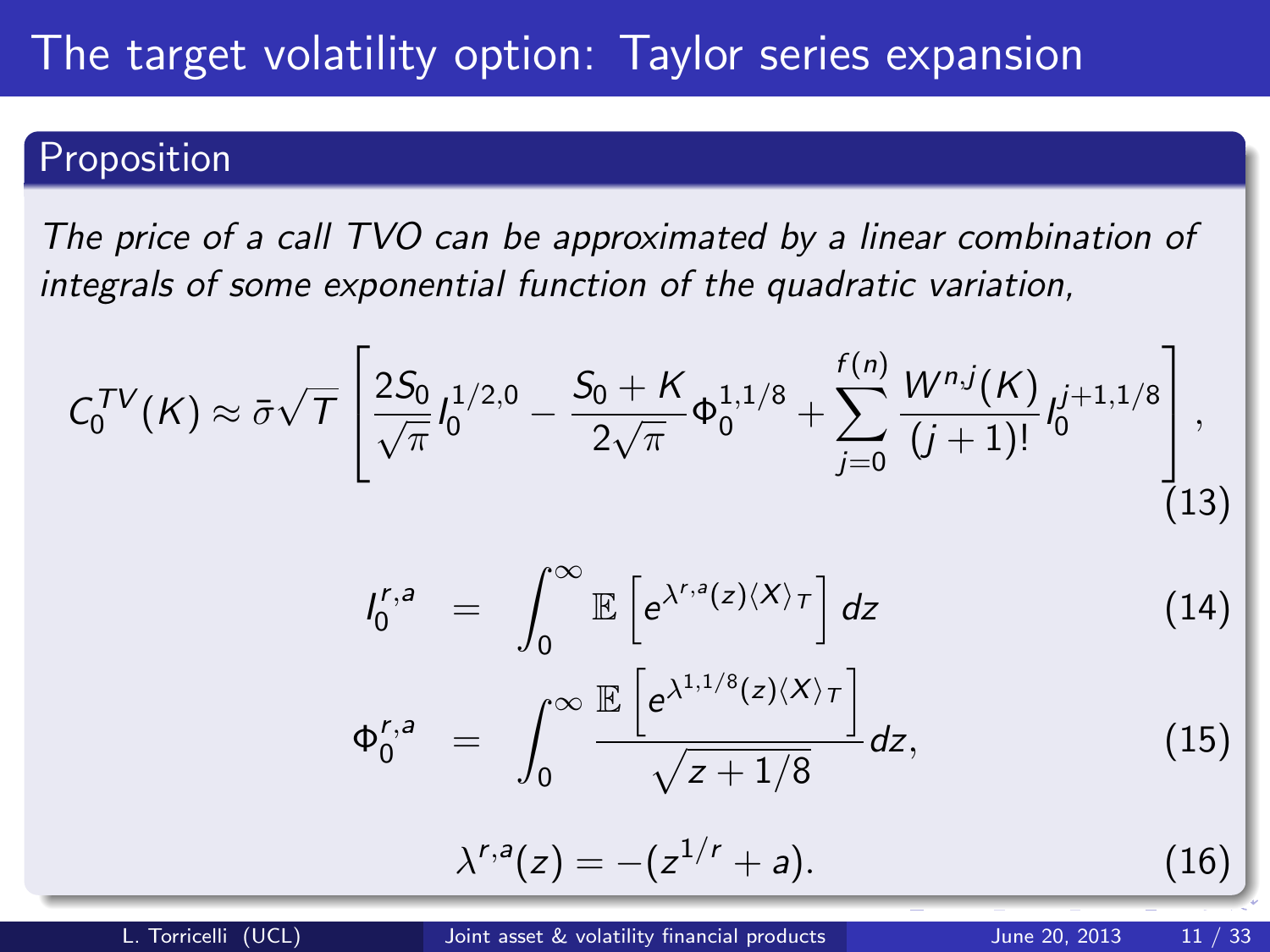# The target volatility option: Taylor series expansion

## Proposition

*The price of a call TVO can be approximated by a linear combination of integrals of some exponential function of the quadratic variation,*

$$C_0^{TV}(K) \approx \bar{\sigma}\sqrt{T}\left[\frac{2S_0}{\sqrt{\pi}} I_0^{1/2,0} - \frac{S_0+K}{2\sqrt{\pi}}\Phi_0^{1,1/8} + \sum_{j=0}^{f(n)} \frac{W^{n,j}(K)}{(j+1)!} I_0^{j+1,1/8}\right], \tag{13}$$

$$I_0^{r,a} = \int_0^\infty \mathbb{E}\left[e^{\lambda^{r,a}(z)\langle X\rangle_T}\right] dz \tag{14}$$

$$\Phi_0^{r,a} = \int_0^\infty \frac{\mathbb{E}\left[e^{\lambda^{1,1/8}(z)\langle X\rangle_T}\right]}{\sqrt{z+1/8}} dz, \tag{15}$$

$$\lambda^{r,a}(z) = -(z^{1/r}+a). \tag{16}$$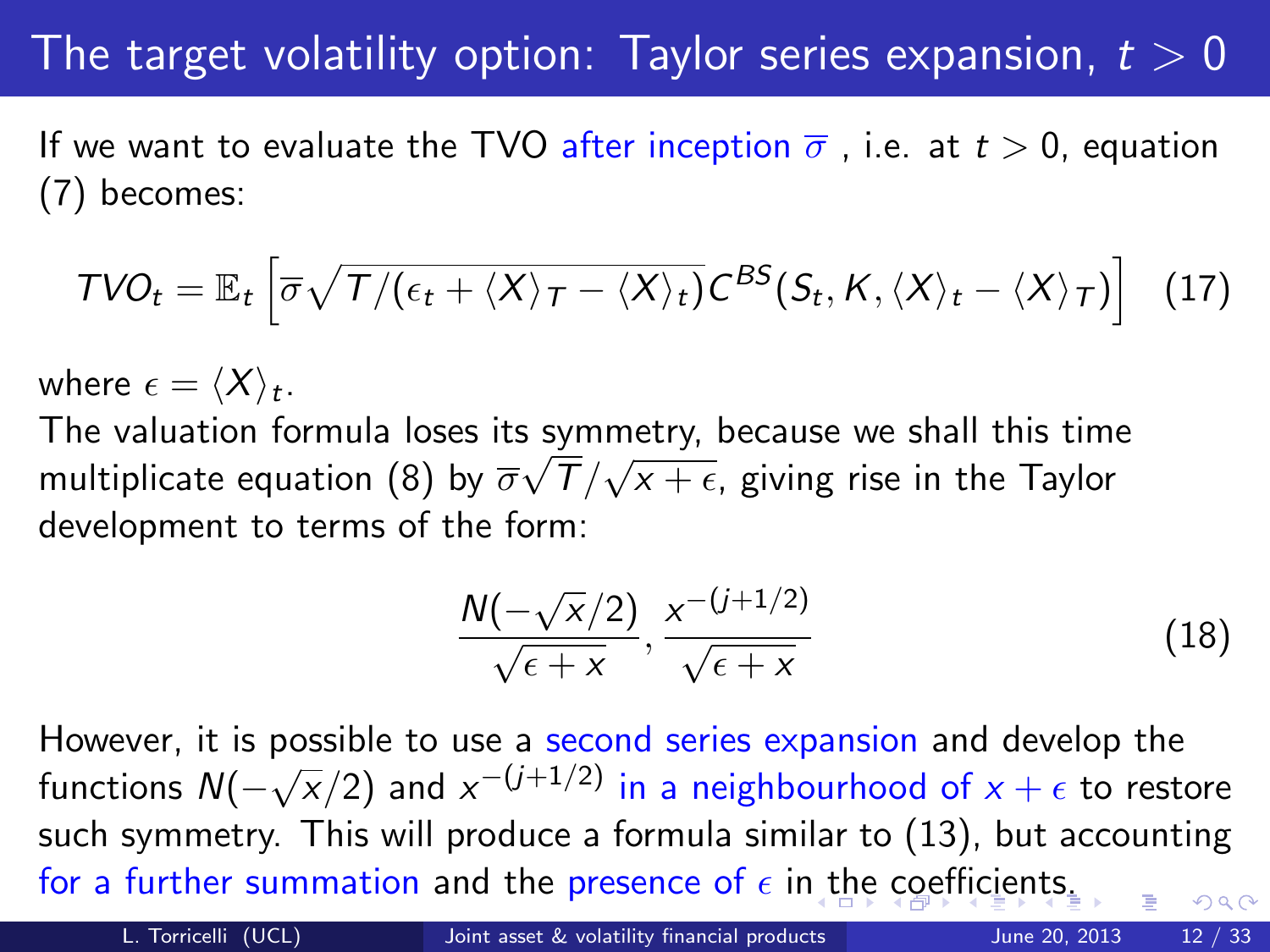# The target volatility option: Taylor series expansion, $t > 0$

If we want to evaluate the TVO after inception $\overline{\sigma}$ , i.e. at $t > 0$, equation (7) becomes:

$$TVO_t = \mathbb{E}_t \left[ \overline{\sigma} \sqrt{T/(\epsilon_t + \langle X \rangle_T - \langle X \rangle_t)} C^{BS}(S_t, K, \langle X \rangle_t - \langle X \rangle_T) \right] \quad (17)$$

where $\epsilon = \langle X \rangle_t$.

The valuation formula loses its symmetry, because we shall this time multiplicate equation (8) by $\overline{\sigma}\sqrt{T}/\sqrt{x + \epsilon}$, giving rise in the Taylor development to terms of the form:

$$\frac{N(-\sqrt{x}/2)}{\sqrt{\epsilon + x}}, \frac{x^{-(j+1/2)}}{\sqrt{\epsilon + x}} \quad (18)$$

However, it is possible to use a second series expansion and develop the functions $N(-\sqrt{x}/2)$ and $x^{-(j+1/2)}$ in a neighbourhood of $x + \epsilon$ to restore such symmetry. This will produce a formula similar to (13), but accounting for a further summation and the presence of $\epsilon$ in the coefficients.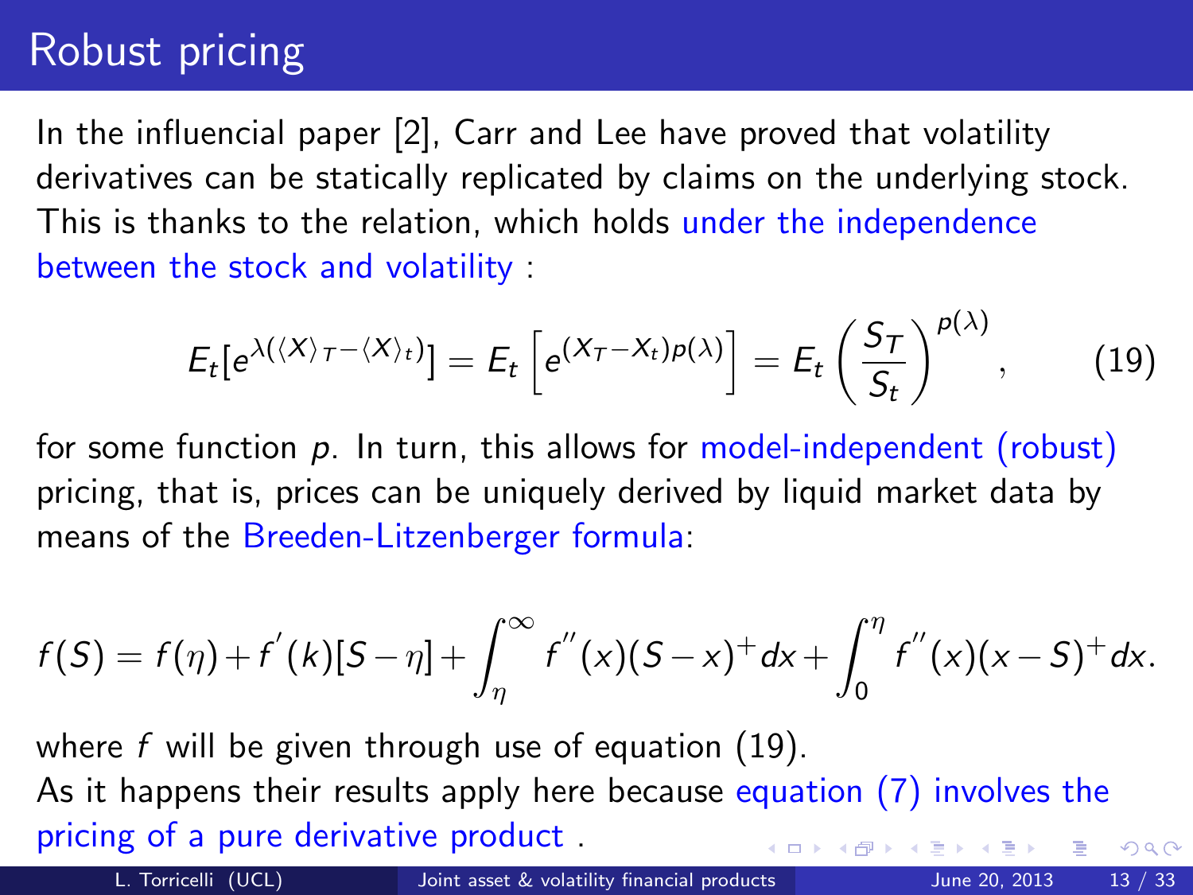# Robust pricing

In the influencial paper [2], Carr and Lee have proved that volatility derivatives can be statically replicated by claims on the underlying stock. This is thanks to the relation, which holds under the independence between the stock and volatility :

$$E_t[e^{\lambda(\langle X\rangle_T - \langle X\rangle_t)}] = E_t\left[e^{(X_T - X_t)p(\lambda)}\right] = E_t\left(\frac{S_T}{S_t}\right)^{p(\lambda)}, \qquad (19)$$

for some function $p$. In turn, this allows for model-independent (robust) pricing, that is, prices can be uniquely derived by liquid market data by means of the Breeden-Litzenberger formula:

$$f(S) = f(\eta) + f^{'}(k)[S - \eta] + \int_{\eta}^{\infty} f^{''}(x)(S - x)^{+}dx + \int_{0}^{\eta} f^{''}(x)(x - S)^{+}dx.$$

where $f$ will be given through use of equation (19).
As it happens their results apply here because equation (7) involves the pricing of a pure derivative product .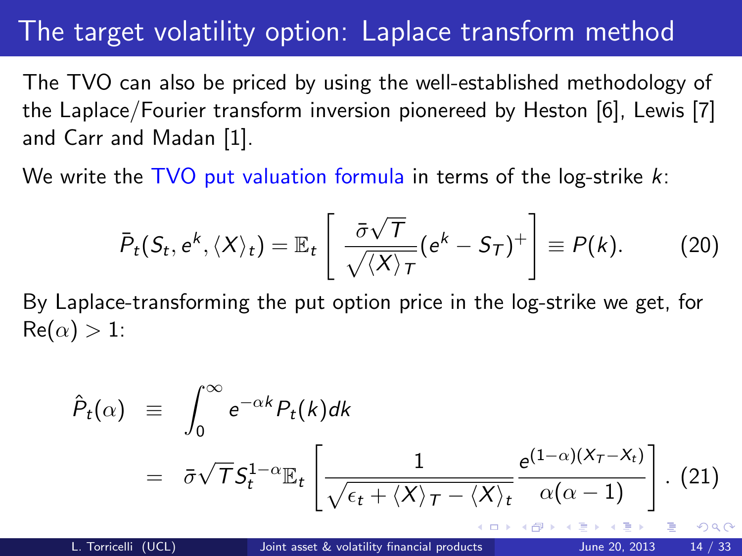# The target volatility option: Laplace transform method

The TVO can also be priced by using the well-established methodology of the Laplace/Fourier transform inversion pionereed by Heston [6], Lewis [7] and Carr and Madan [1].

We write the TVO put valuation formula in terms of the log-strike $k$:

$$\bar{P}_t(S_t, e^k, \langle X \rangle_t) = \mathbb{E}_t \left[ \frac{\bar{\sigma}\sqrt{T}}{\sqrt{\langle X \rangle_T}} (e^k - S_T)^+ \right] \equiv P(k). \quad (20)$$

By Laplace-transforming the put option price in the log-strike we get, for $\text{Re}(\alpha) > 1$:

$$\begin{aligned} \hat{P}_t(\alpha) &\equiv \int_0^\infty e^{-\alpha k} P_t(k) dk \\ &= \bar{\sigma}\sqrt{T} S_t^{1-\alpha} \mathbb{E}_t \left[ \frac{1}{\sqrt{\epsilon_t + \langle X \rangle_T - \langle X \rangle_t}} \frac{e^{(1-\alpha)(X_T - X_t)}}{\alpha(\alpha - 1)} \right]. \quad (21) \end{aligned}$$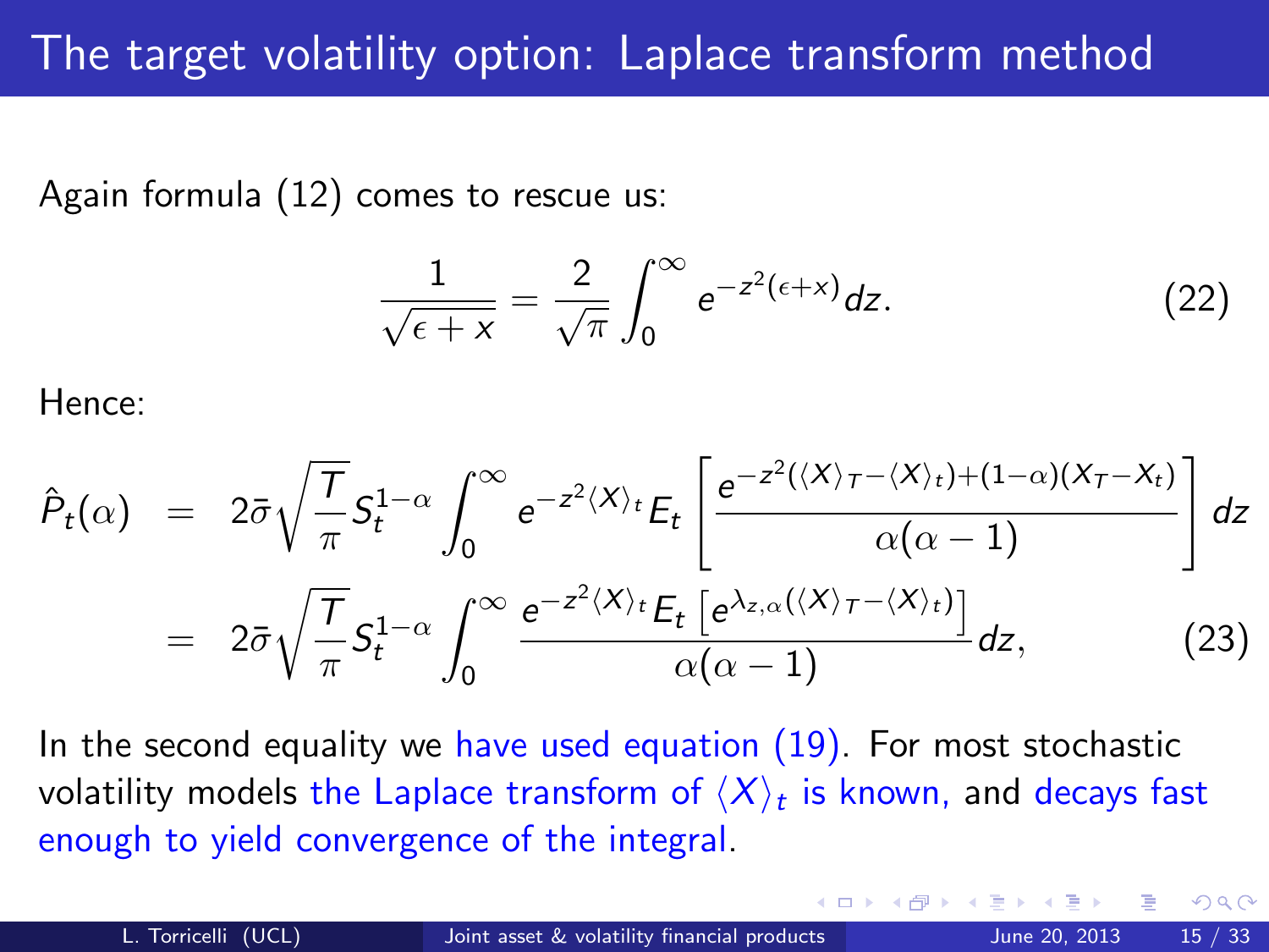# The target volatility option: Laplace transform method

Again formula (12) comes to rescue us:

$$\frac{1}{\sqrt{\epsilon + x}} = \frac{2}{\sqrt{\pi}} \int_0^\infty e^{-z^2(\epsilon + x)} dz. \tag{22}$$

Hence:

$$\begin{aligned}
\hat{P}_t(\alpha) &= 2\bar{\sigma}\sqrt{\frac{T}{\pi}} S_t^{1-\alpha} \int_0^\infty e^{-z^2 \langle X \rangle_t} E_t \left[ \frac{e^{-z^2(\langle X \rangle_T - \langle X \rangle_t) + (1-\alpha)(X_T - X_t)}}{\alpha(\alpha - 1)} \right] dz \\
&= 2\bar{\sigma}\sqrt{\frac{T}{\pi}} S_t^{1-\alpha} \int_0^\infty \frac{e^{-z^2 \langle X \rangle_t} E_t \left[ e^{\lambda_{z,\alpha}(\langle X \rangle_T - \langle X \rangle_t)} \right]}{\alpha(\alpha - 1)} dz,
\end{aligned} \tag{23}$$

In the second equality we have used equation (19). For most stochastic volatility models the Laplace transform of $\langle X \rangle_t$ is known, and decays fast enough to yield convergence of the integral.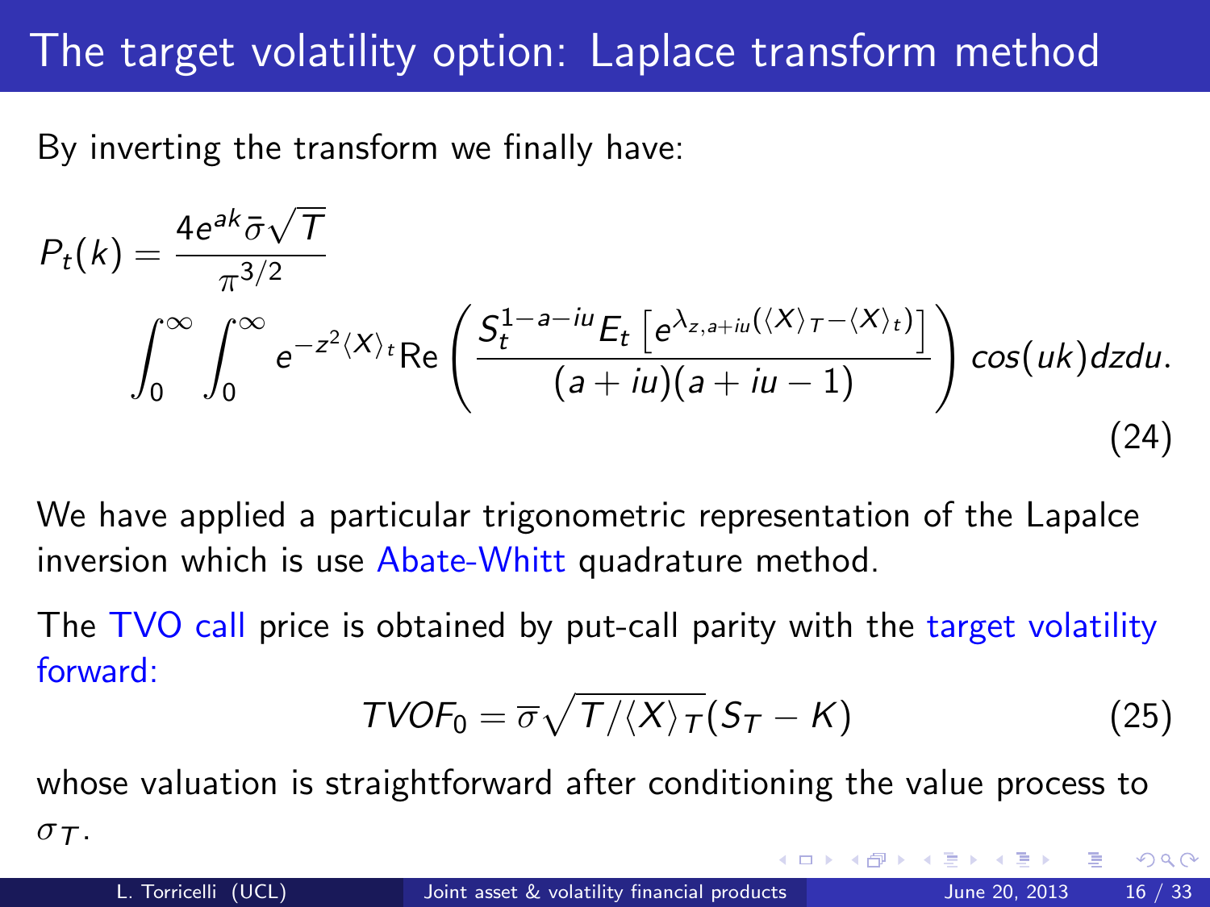# The target volatility option: Laplace transform method

By inverting the transform we finally have:

$$P_t(k) = \frac{4e^{ak}\bar{\sigma}\sqrt{T}}{\pi^{3/2}} \int_0^\infty \int_0^\infty e^{-z^2\langle X\rangle_t} \text{Re}\left(\frac{S_t^{1-a-iu} E_t\left[e^{\lambda_{z,a+iu}(\langle X\rangle_T - \langle X\rangle_t)}\right]}{(a+iu)(a+iu-1)}\right) cos(uk)dzdu. \quad (24)$$

We have applied a particular trigonometric representation of the Lapalce inversion which is use Abate-Whitt quadrature method.

The TVO call price is obtained by put-call parity with the target volatility forward:

$$TVOF_0 = \overline{\sigma}\sqrt{T/\langle X\rangle_T}(S_T - K) \quad (25)$$

whose valuation is straightforward after conditioning the value process to $\sigma_T$.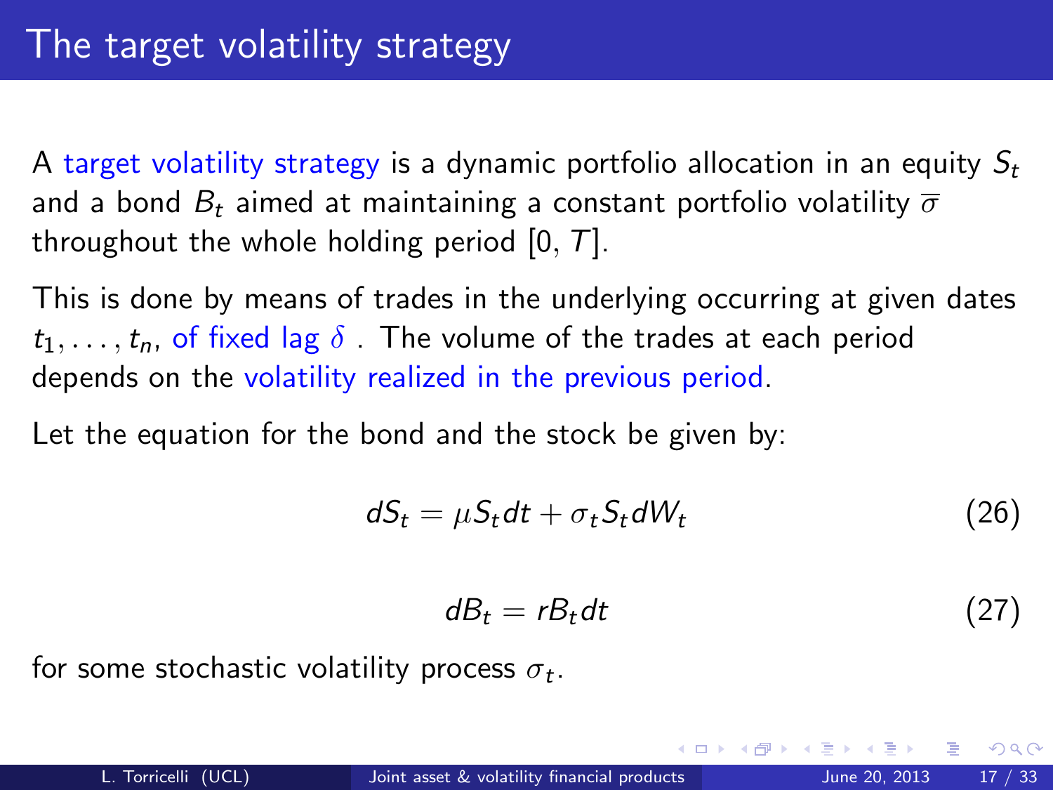# The target volatility strategy

A target volatility strategy is a dynamic portfolio allocation in an equity $S_t$ and a bond $B_t$ aimed at maintaining a constant portfolio volatility $\overline{\sigma}$ throughout the whole holding period $[0, T]$.

This is done by means of trades in the underlying occurring at given dates $t_1, \ldots, t_n$, of fixed lag $\delta$ . The volume of the trades at each period depends on the volatility realized in the previous period.

Let the equation for the bond and the stock be given by:

$$dS_t = \mu S_t dt + \sigma_t S_t dW_t \tag{26}$$

$$dB_t = rB_t dt \tag{27}$$

for some stochastic volatility process $\sigma_t$.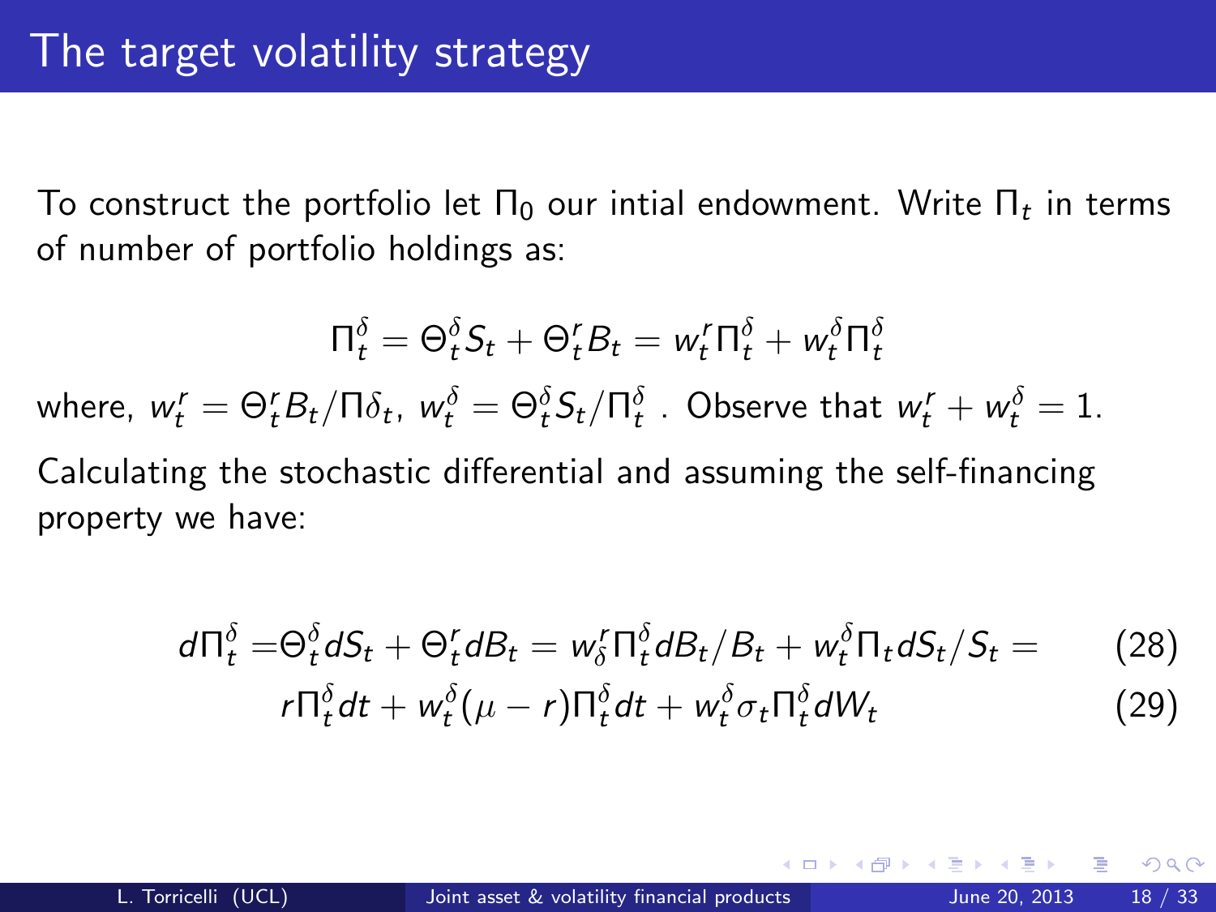# The target volatility strategy

To construct the portfolio let $\Pi_0$ our intial endowment. Write $\Pi_t$ in terms of number of portfolio holdings as:

$$\Pi_t^\delta = \Theta_t^\delta S_t + \Theta_t^r B_t = w_t^r \Pi_t^\delta + w_t^\delta \Pi_t^\delta$$

where, $w_t^r = \Theta_t^r B_t / \Pi \delta_t$, $w_t^\delta = \Theta_t^\delta S_t / \Pi_t^\delta$ . Observe that $w_t^r + w_t^\delta = 1$.

Calculating the stochastic differential and assuming the self-financing property we have:

$$d\Pi_t^\delta = \Theta_t^\delta dS_t + \Theta_t^r dB_t = w_\delta^r \Pi_t^\delta dB_t / B_t + w_t^\delta \Pi_t dS_t / S_t = \tag{28}$$

$$r\Pi_t^\delta dt + w_t^\delta (\mu - r)\Pi_t^\delta dt + w_t^\delta \sigma_t \Pi_t^\delta dW_t \tag{29}$$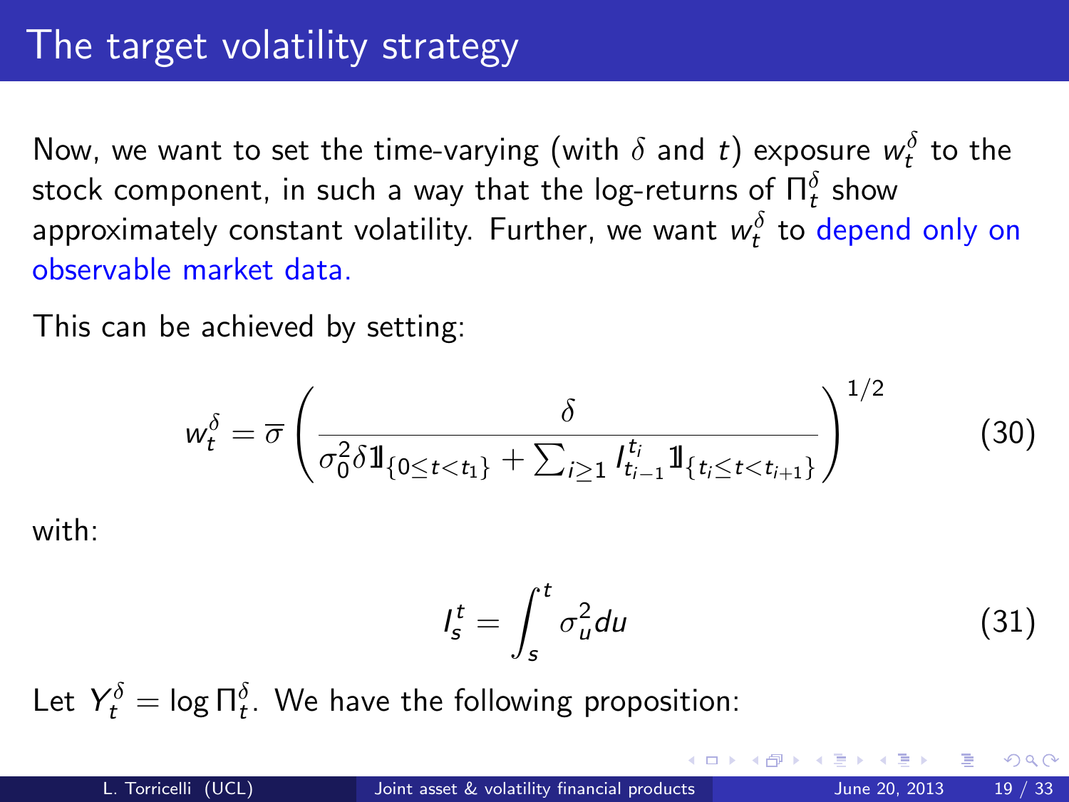# The target volatility strategy

Now, we want to set the time-varying (with $\delta$ and $t$) exposure $w_t^\delta$ to the stock component, in such a way that the log-returns of $\Pi_t^\delta$ show approximately constant volatility. Further, we want $w_t^\delta$ to depend only on observable market data.

This can be achieved by setting:

$$w_t^\delta = \overline{\sigma} \left( \frac{\delta}{\sigma_0^2 \delta \mathbb{1}_{\{0 \leq t < t_1\}} + \sum_{i \geq 1} I_{t_{i-1}}^{t_i} \mathbb{1}_{\{t_i \leq t < t_{i+1}\}}} \right)^{1/2} \tag{30}$$

with:

$$I_s^t = \int_s^t \sigma_u^2 du \tag{31}$$

Let $Y_t^\delta = \log \Pi_t^\delta$. We have the following proposition: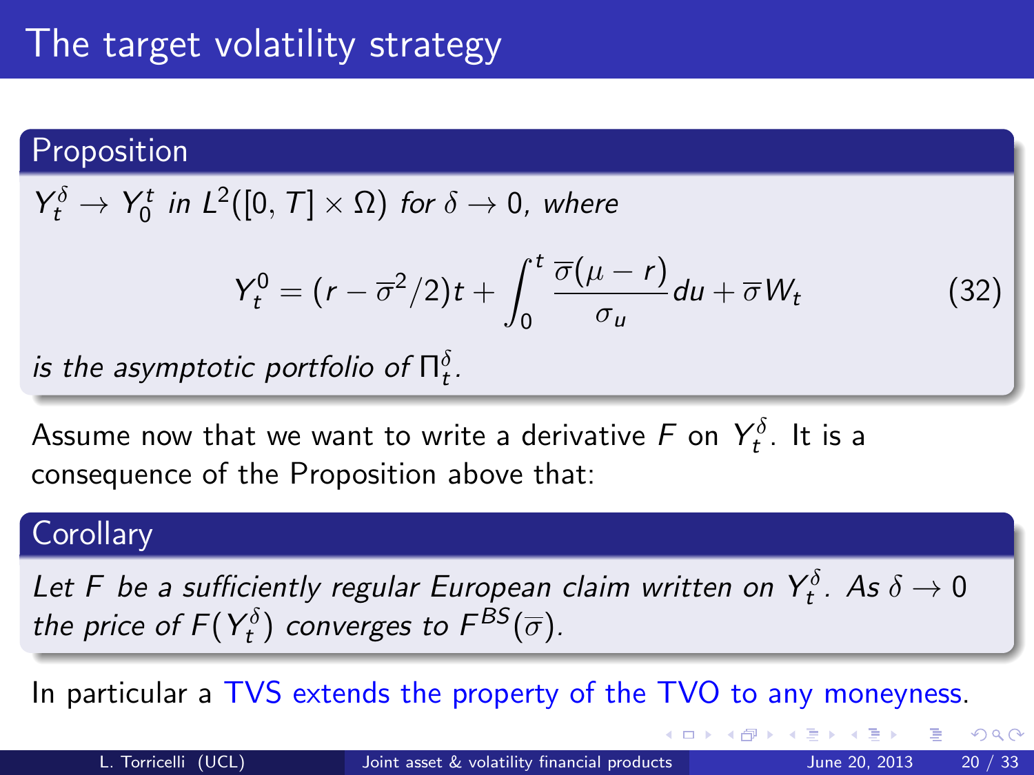# The target volatility strategy

**Proposition**

*$Y^\delta_t \to Y^t_0$ in $L^2([0,T] \times \Omega)$ for $\delta \to 0$, where*

$$Y^0_t = (r - \overline{\sigma}^2/2)t + \int_0^t \frac{\overline{\sigma}(\mu - r)}{\sigma_u} du + \overline{\sigma} W_t \tag{32}$$

*is the asymptotic portfolio of $\Pi^\delta_t$.*

Assume now that we want to write a derivative $F$ on $Y^\delta_t$. It is a consequence of the Proposition above that:

**Corollary**

*Let $F$ be a sufficiently regular European claim written on $Y^\delta_t$. As $\delta \to 0$ the price of $F(Y^\delta_t)$ converges to $F^{BS}(\overline{\sigma})$.*

In particular a TVS extends the property of the TVO to any moneyness.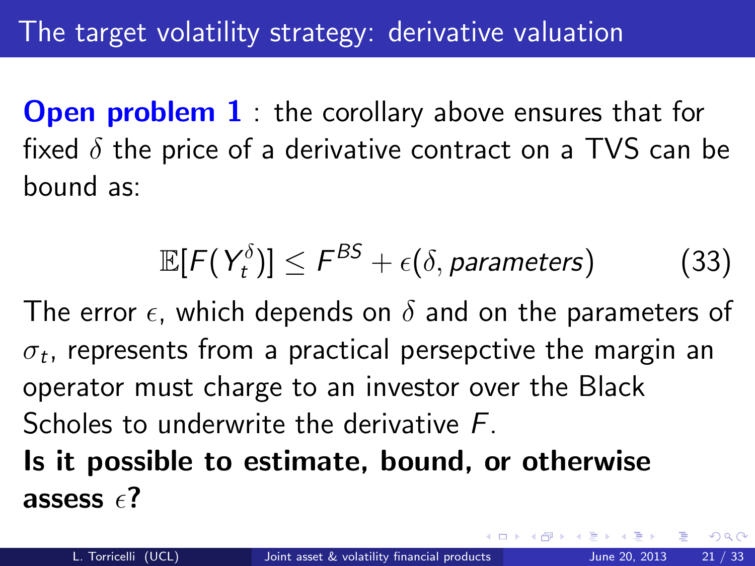## The target volatility strategy: derivative valuation

**Open problem 1** : the corollary above ensures that for fixed $\delta$ the price of a derivative contract on a TVS can be bound as:

$$\mathbb{E}[F(Y_t^\delta)] \leq F^{BS} + \epsilon(\delta, parameters) \tag{33}$$

The error $\epsilon$, which depends on $\delta$ and on the parameters of $\sigma_t$, represents from a practical persepctive the margin an operator must charge to an investor over the Black Scholes to underwrite the derivative $F$.

**Is it possible to estimate, bound, or otherwise assess $\epsilon$?**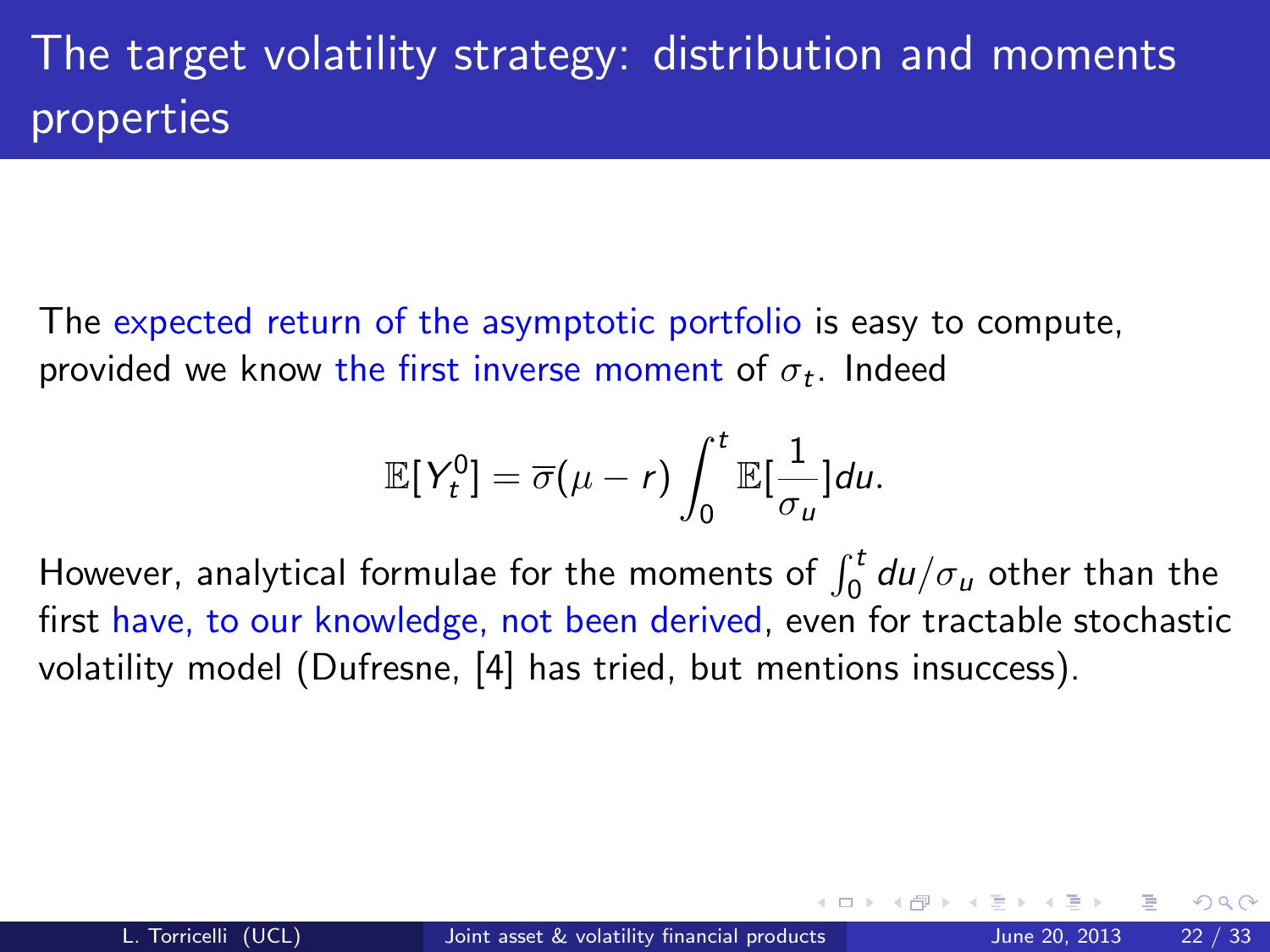# The target volatility strategy: distribution and moments properties

The expected return of the asymptotic portfolio is easy to compute, provided we know the first inverse moment of $\sigma_t$. Indeed

$$\mathbb{E}[Y_t^0] = \overline{\sigma}(\mu - r)\int_0^t \mathbb{E}[\frac{1}{\sigma_u}]du.$$

However, analytical formulae for the moments of $\int_0^t du/\sigma_u$ other than the first have, to our knowledge, not been derived, even for tractable stochastic volatility model (Dufresne, [4] has tried, but mentions insuccess).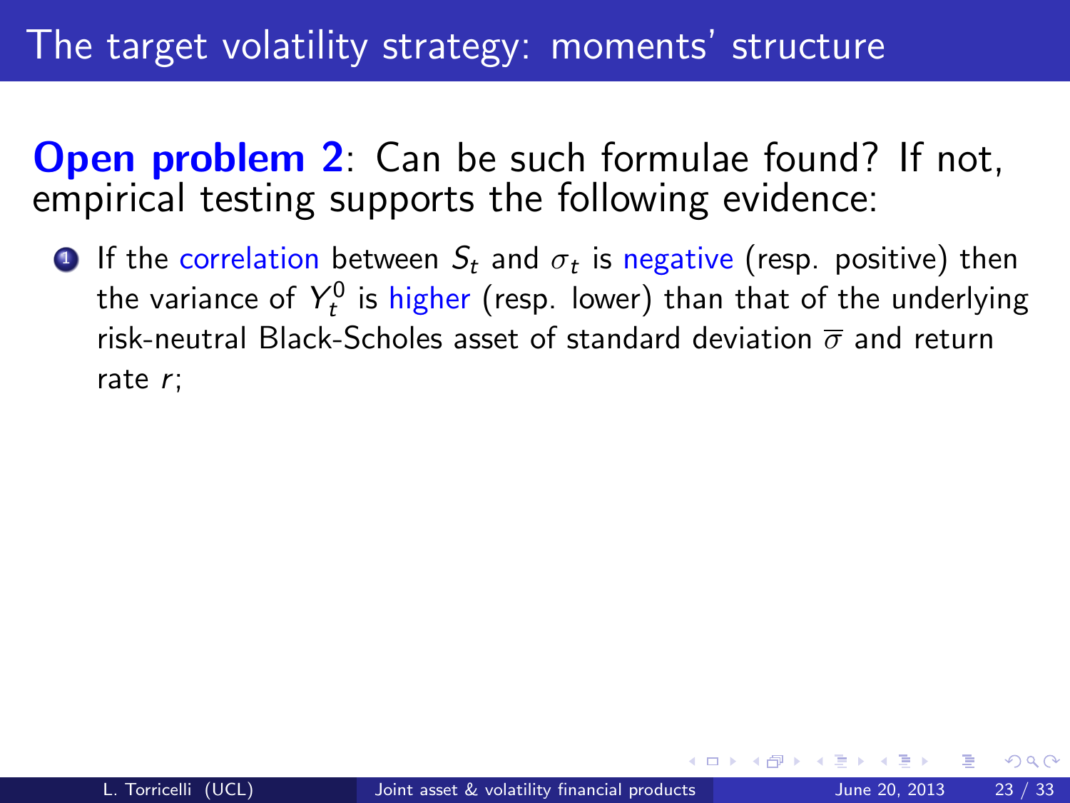## The target volatility strategy: moments' structure

**Open problem 2**: Can be such formulae found? If not, empirical testing supports the following evidence:

1. If the correlation between $S_t$ and $\sigma_t$ is negative (resp. positive) then the variance of $Y_t^0$ is higher (resp. lower) than that of the underlying risk-neutral Black-Scholes asset of standard deviation $\overline{\sigma}$ and return rate $r$;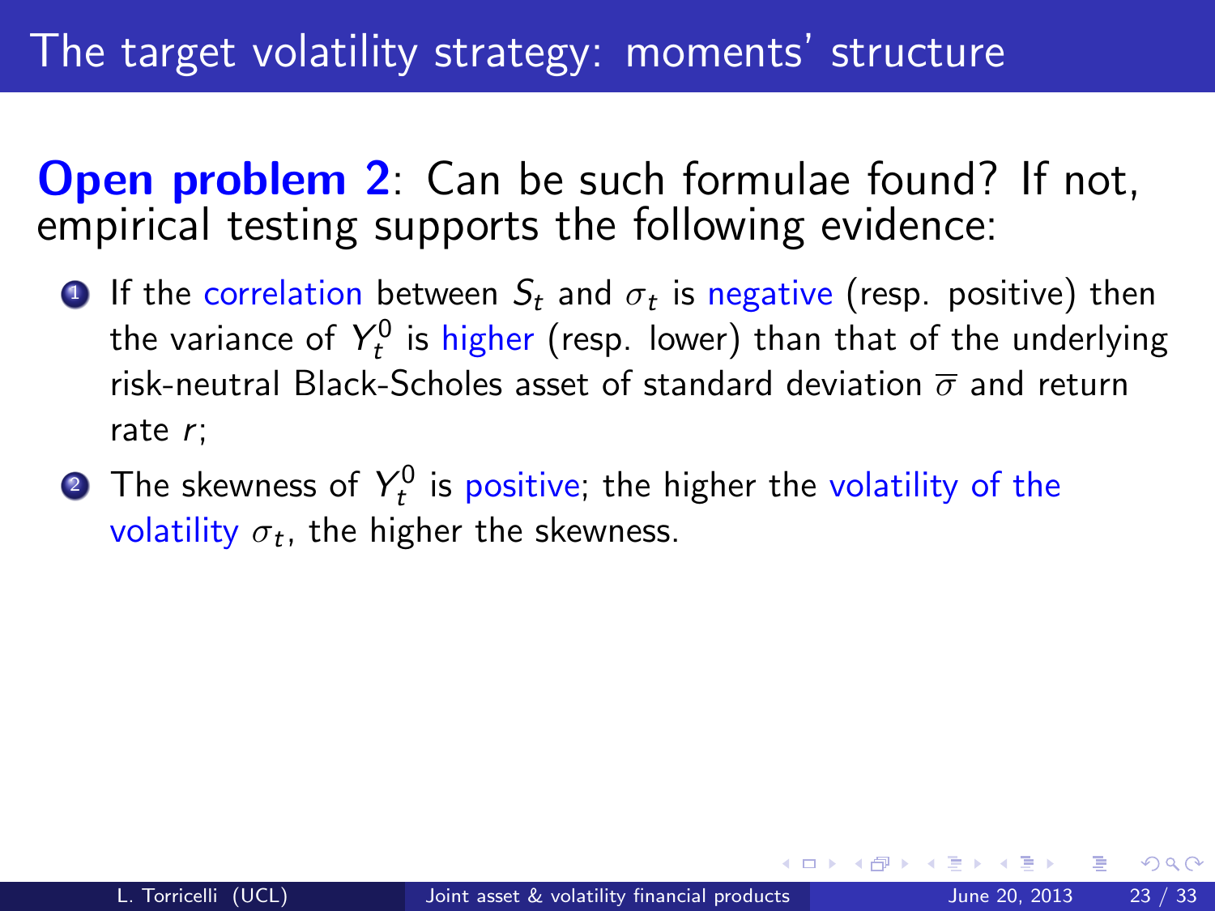# The target volatility strategy: moments' structure

**Open problem 2**: Can be such formulae found? If not, empirical testing supports the following evidence:

1. If the correlation between $S_t$ and $\sigma_t$ is negative (resp. positive) then the variance of $Y_t^0$ is higher (resp. lower) than that of the underlying risk-neutral Black-Scholes asset of standard deviation $\overline{\sigma}$ and return rate $r$;
2. The skewness of $Y_t^0$ is positive; the higher the volatility of the volatility $\sigma_t$, the higher the skewness.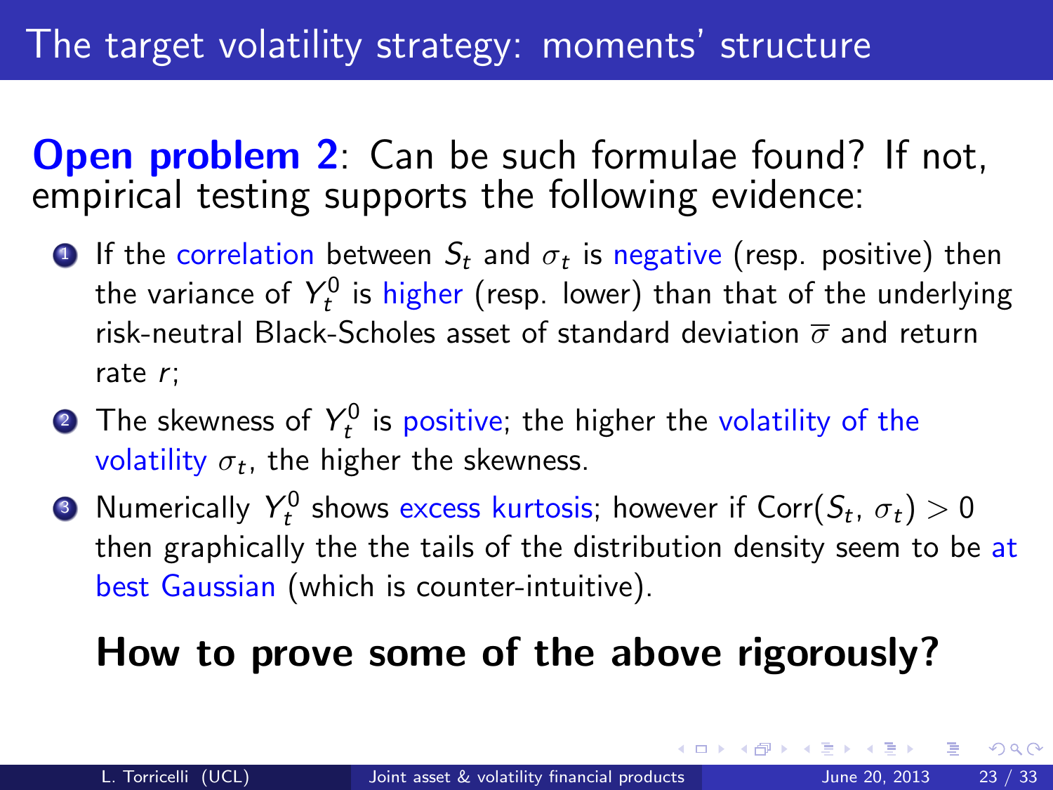# The target volatility strategy: moments' structure

**Open problem 2**: Can be such formulae found? If not, empirical testing supports the following evidence:

1. If the correlation between $S_t$ and $\sigma_t$ is negative (resp. positive) then the variance of $Y_t^0$ is higher (resp. lower) than that of the underlying risk-neutral Black-Scholes asset of standard deviation $\overline{\sigma}$ and return rate $r$;
2. The skewness of $Y_t^0$ is positive; the higher the volatility of the volatility $\sigma_t$, the higher the skewness.
3. Numerically $Y_t^0$ shows excess kurtosis; however if $\mathrm{Corr}(S_t, \sigma_t) > 0$ then graphically the the tails of the distribution density seem to be at best Gaussian (which is counter-intuitive).

**How to prove some of the above rigorously?**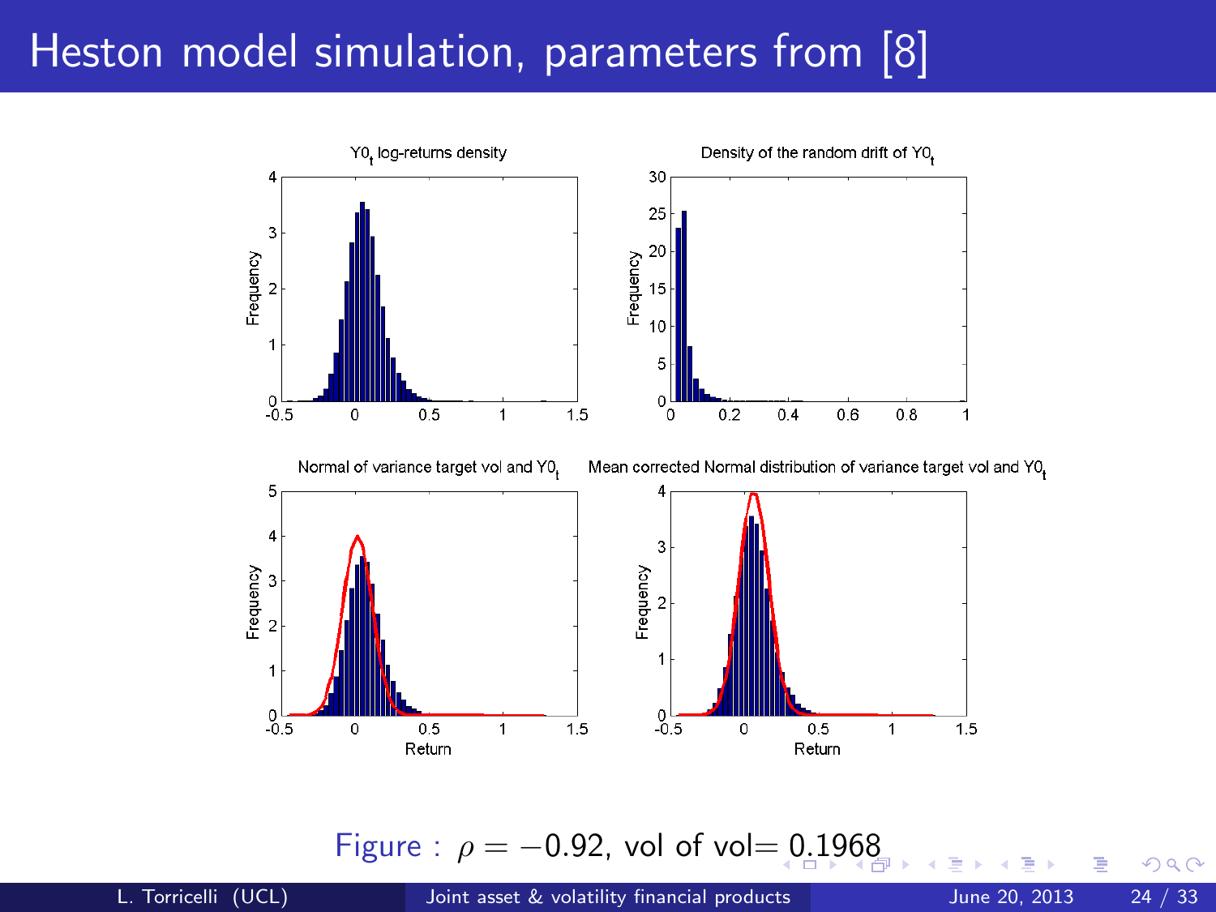# Heston model simulation, parameters from [8]

Figure : $\rho = -0.92$, vol of vol$= 0.1968$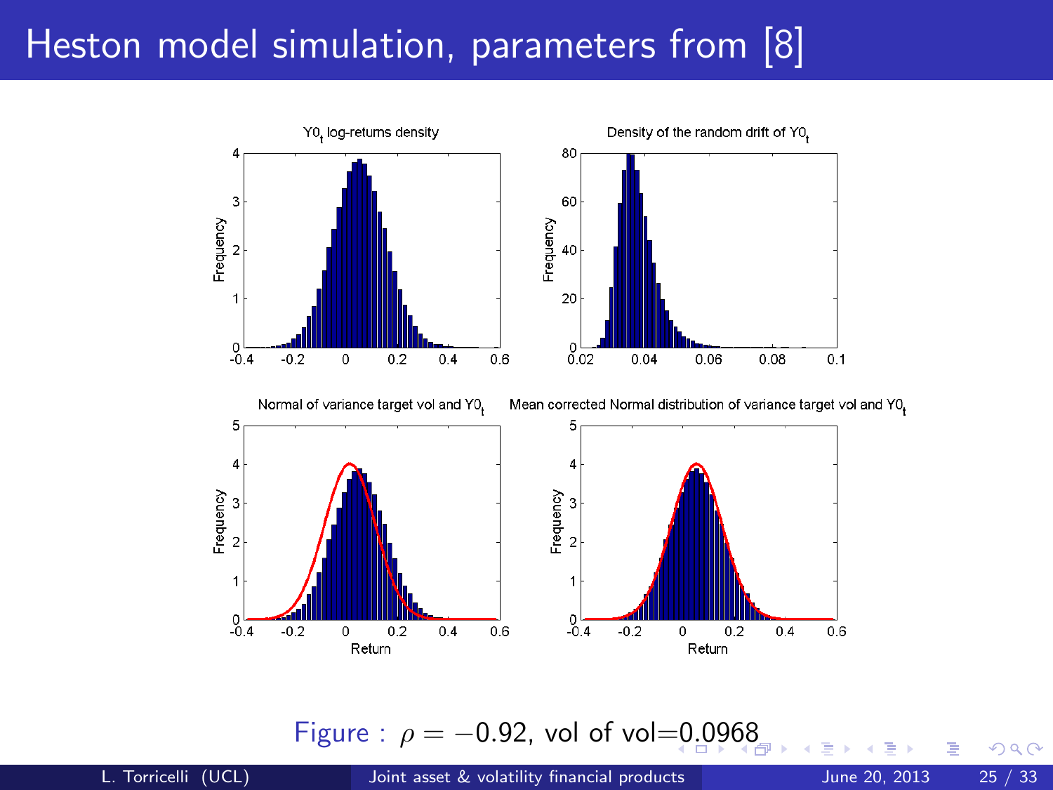# Heston model simulation, parameters from [8]

Figure : $\rho = -0.92$, vol of vol=0.0968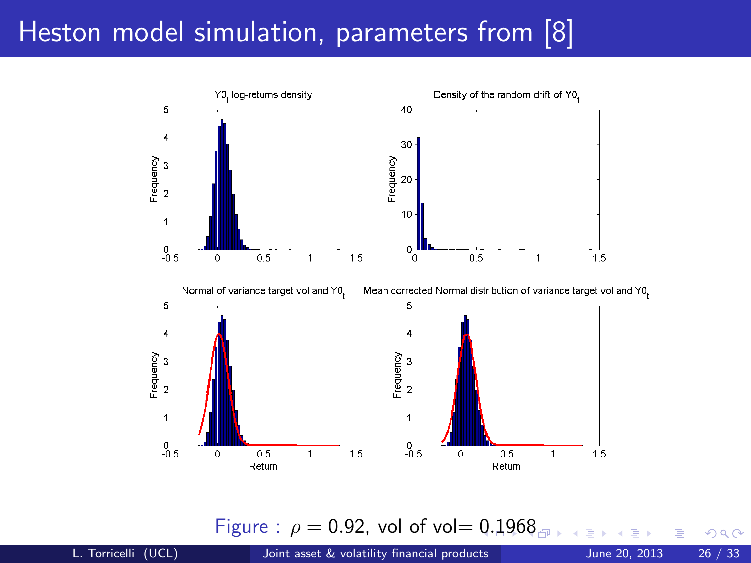# Heston model simulation, parameters from [8]

Figure : $\rho = 0.92$, vol of vol$= 0.1968$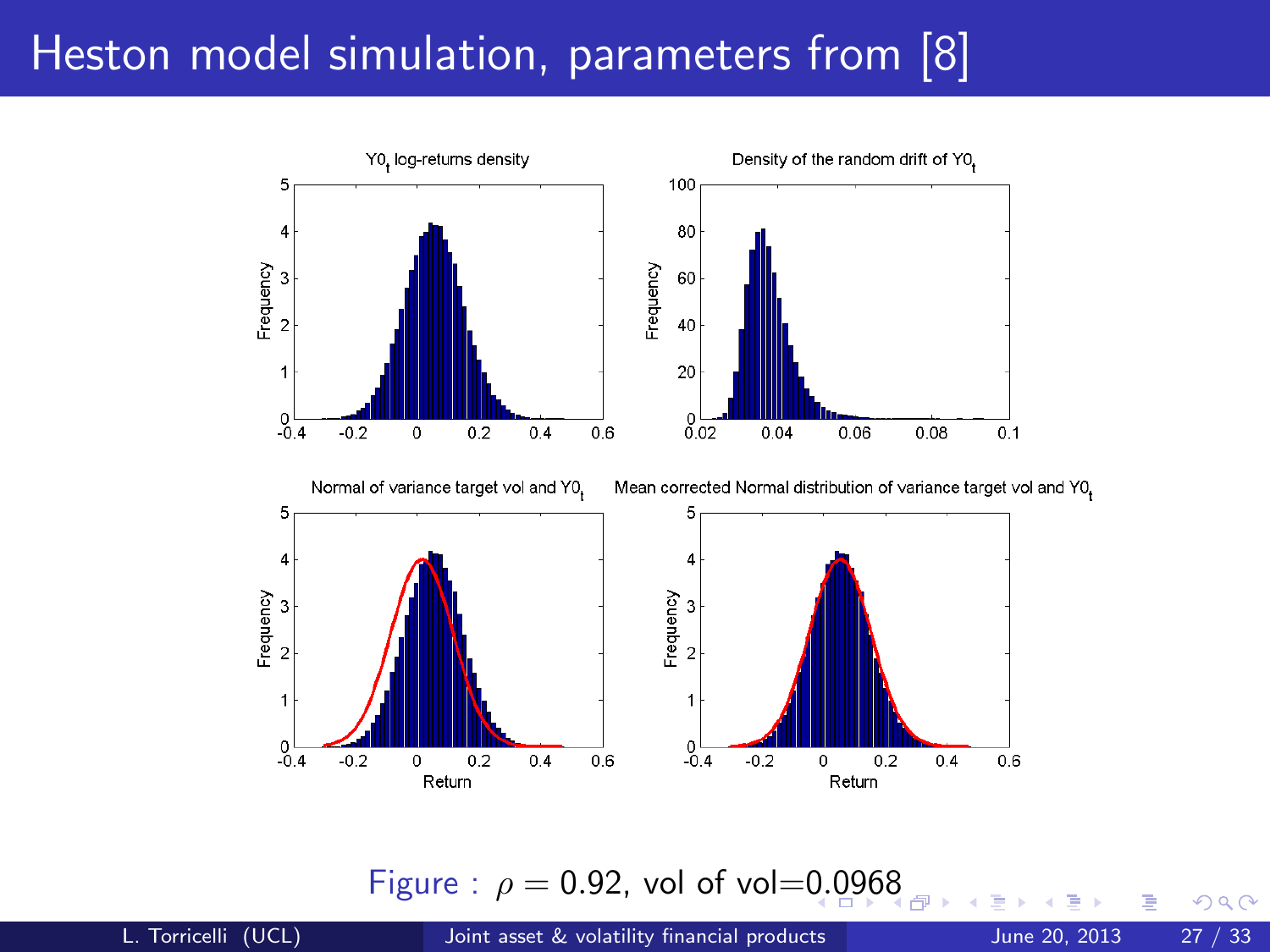# Heston model simulation, parameters from [8]

Figure : $\rho = 0.92$, vol of vol=0.0968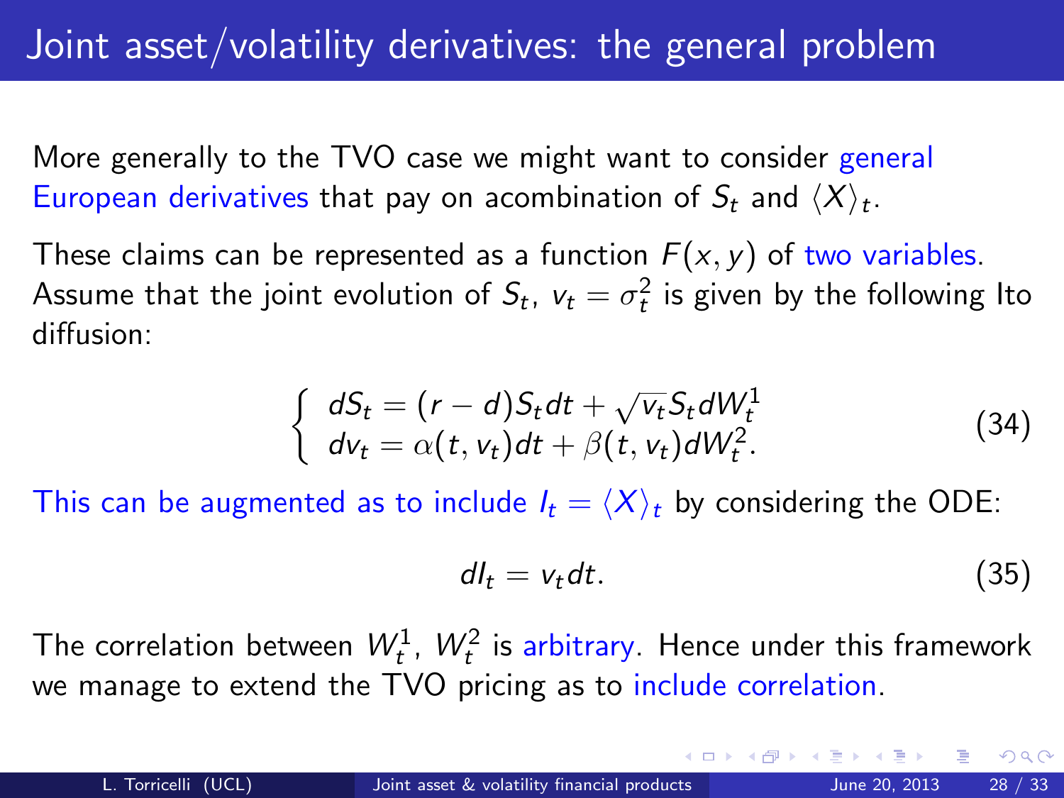# Joint asset/volatility derivatives: the general problem

More generally to the TVO case we might want to consider general European derivatives that pay on acombination of $S_t$ and $\langle X \rangle_t$.

These claims can be represented as a function $F(x, y)$ of two variables. Assume that the joint evolution of $S_t$, $v_t = \sigma_t^2$ is given by the following Ito diffusion:

$$\begin{cases} dS_t = (r - d)S_t dt + \sqrt{v_t} S_t dW_t^1 \\ dv_t = \alpha(t, v_t)dt + \beta(t, v_t)dW_t^2. \end{cases} \tag{34}$$

This can be augmented as to include $I_t = \langle X \rangle_t$ by considering the ODE:

$$dI_t = v_t dt. \tag{35}$$

The correlation between $W_t^1$, $W_t^2$ is arbitrary. Hence under this framework we manage to extend the TVO pricing as to include correlation.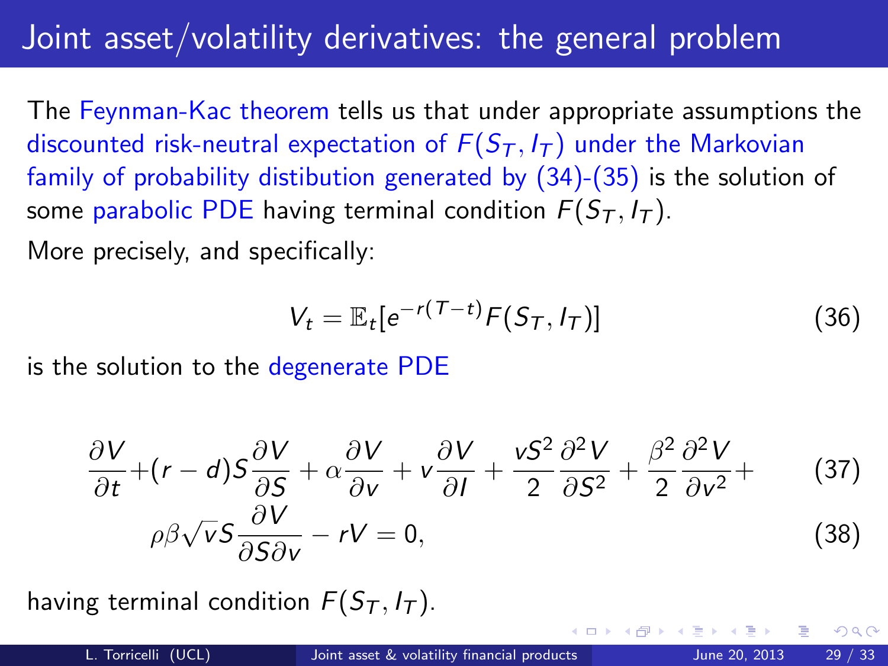# Joint asset/volatility derivatives: the general problem

The Feynman-Kac theorem tells us that under appropriate assumptions the discounted risk-neutral expectation of $F(S_T, I_T)$ under the Markovian family of probability distibution generated by (34)-(35) is the solution of some parabolic PDE having terminal condition $F(S_T, I_T)$.

More precisely, and specifically:

$$V_t = \mathbb{E}_t[e^{-r(T-t)}F(S_T, I_T)] \tag{36}$$

is the solution to the degenerate PDE

$$\frac{\partial V}{\partial t} + (r-d)S\frac{\partial V}{\partial S} + \alpha\frac{\partial V}{\partial v} + v\frac{\partial V}{\partial I} + \frac{vS^2}{2}\frac{\partial^2 V}{\partial S^2} + \frac{\beta^2}{2}\frac{\partial^2 V}{\partial v^2} + \tag{37}$$

$$\rho\beta\sqrt{v}S\frac{\partial V}{\partial S \partial v} - rV = 0, \tag{38}$$

having terminal condition $F(S_T, I_T)$.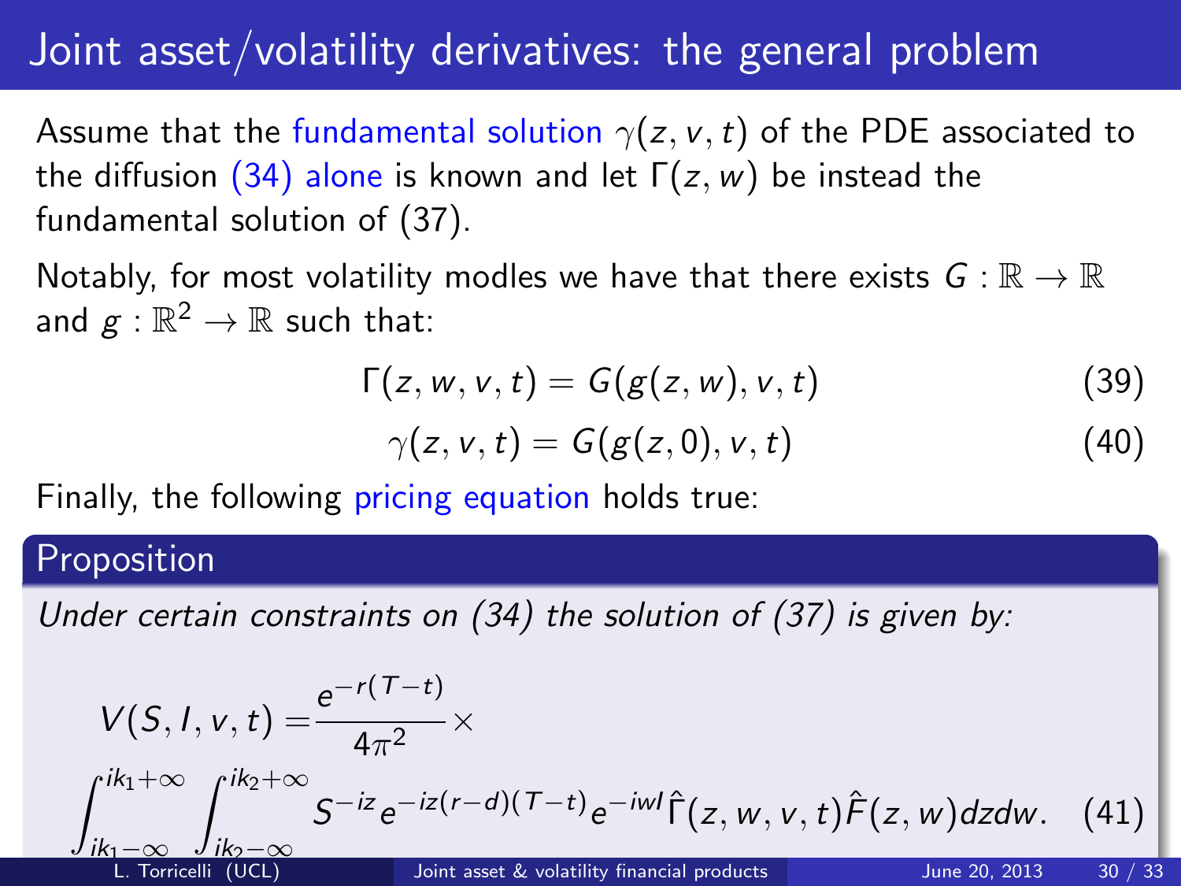# Joint asset/volatility derivatives: the general problem

Assume that the fundamental solution $\gamma(z, v, t)$ of the PDE associated to the diffusion (34) alone is known and let $\Gamma(z, w)$ be instead the fundamental solution of (37).

Notably, for most volatility modles we have that there exists $G : \mathbb{R} \to \mathbb{R}$ and $g : \mathbb{R}^2 \to \mathbb{R}$ such that:

$$\Gamma(z, w, v, t) = G(g(z, w), v, t) \tag{39}$$

$$\gamma(z, v, t) = G(g(z, 0), v, t) \tag{40}$$

Finally, the following pricing equation holds true:

**Proposition**

*Under certain constraints on (34) the solution of (37) is given by:*

$$V(S, I, v, t) = \frac{e^{-r(T-t)}}{4\pi^2} \times \int_{ik_1-\infty}^{ik_1+\infty} \int_{ik_2-\infty}^{ik_2+\infty} S^{-iz} e^{-iz(r-d)(T-t)} e^{-iwI} \hat{\Gamma}(z, w, v, t) \hat{F}(z, w) dz dw. \tag{41}$$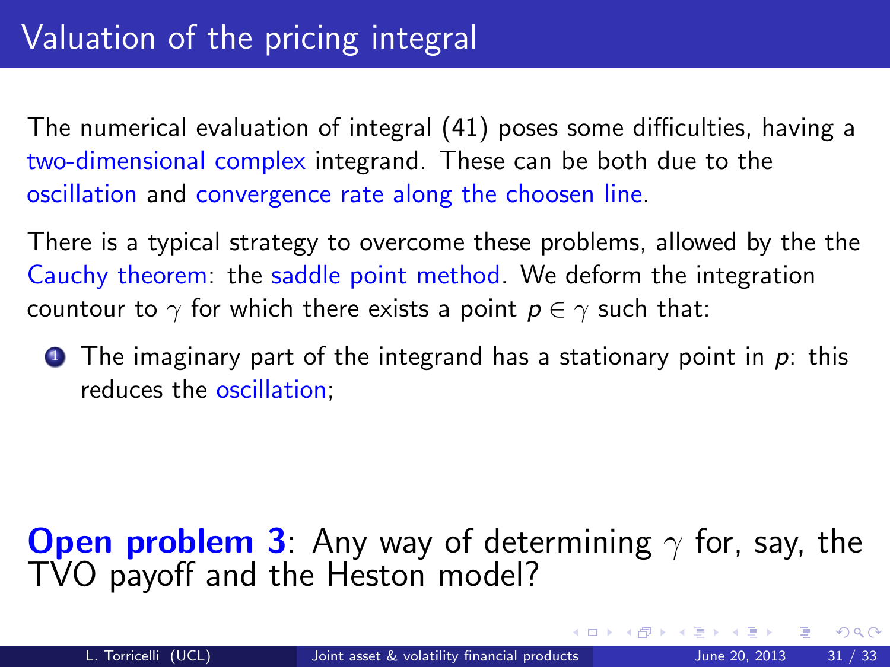# Valuation of the pricing integral

The numerical evaluation of integral (41) poses some difficulties, having a two-dimensional complex integrand. These can be both due to the oscillation and convergence rate along the choosen line.

There is a typical strategy to overcome these problems, allowed by the the Cauchy theorem: the saddle point method. We deform the integration countour to $\gamma$ for which there exists a point $p \in \gamma$ such that:

1. The imaginary part of the integrand has a stationary point in $p$: this reduces the oscillation;

**Open problem 3**: Any way of determining $\gamma$ for, say, the TVO payoff and the Heston model?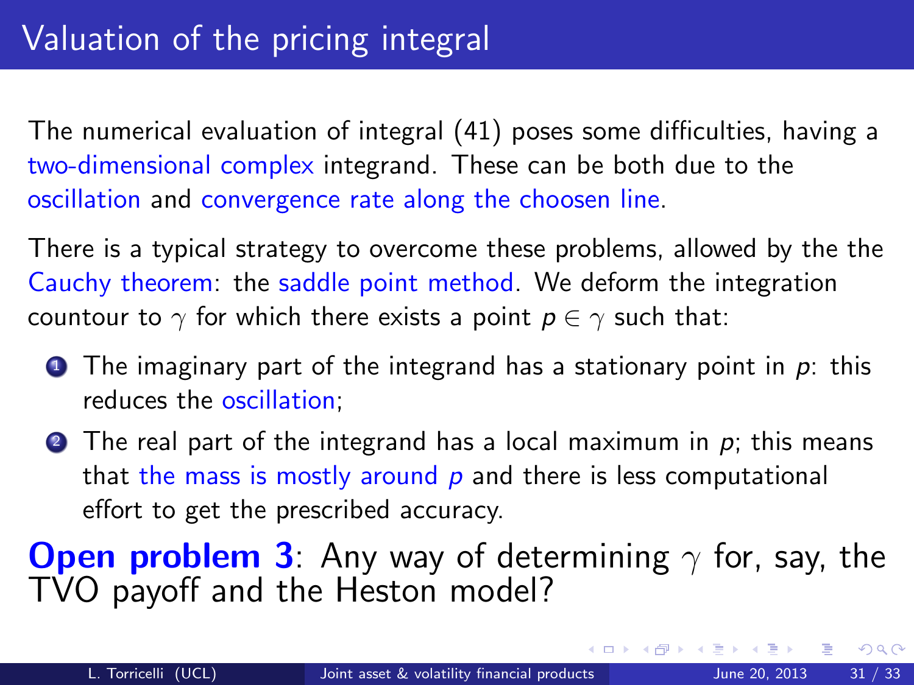# Valuation of the pricing integral

The numerical evaluation of integral (41) poses some difficulties, having a two-dimensional complex integrand. These can be both due to the oscillation and convergence rate along the choosen line.

There is a typical strategy to overcome these problems, allowed by the the Cauchy theorem: the saddle point method. We deform the integration countour to $\gamma$ for which there exists a point $p \in \gamma$ such that:

1. The imaginary part of the integrand has a stationary point in $p$: this reduces the oscillation;
2. The real part of the integrand has a local maximum in $p$; this means that the mass is mostly around $p$ and there is less computational effort to get the prescribed accuracy.

**Open problem 3**: Any way of determining $\gamma$ for, say, the TVO payoff and the Heston model?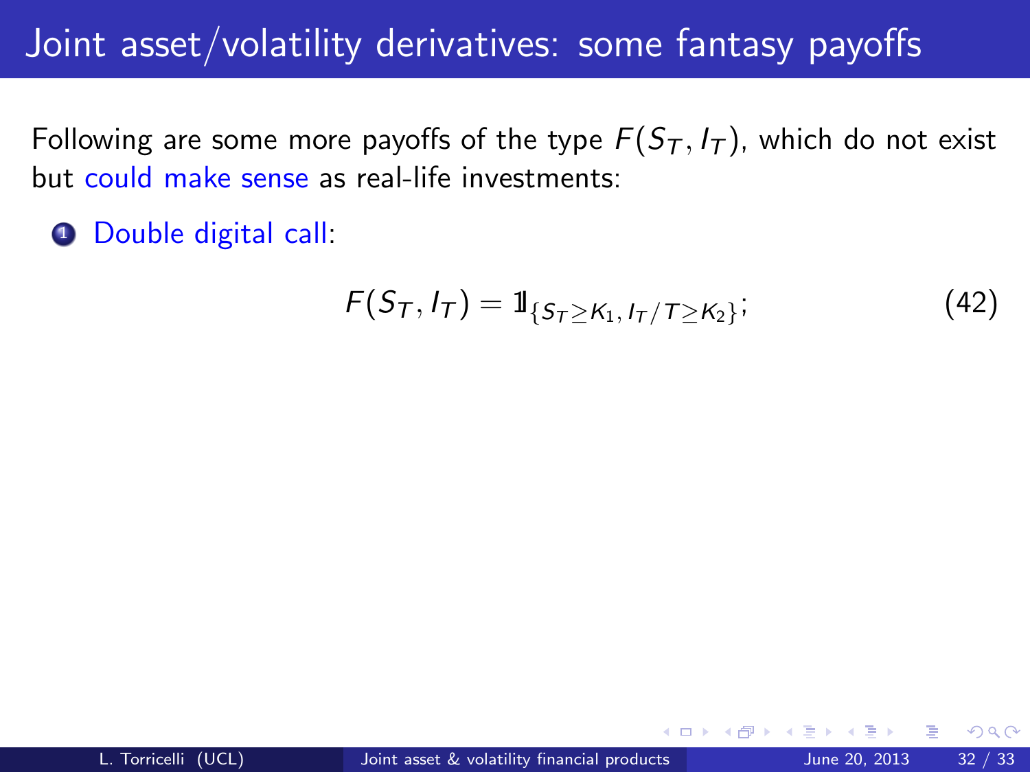# Joint asset/volatility derivatives: some fantasy payoffs

Following are some more payoffs of the type $F(S_T, I_T)$, which do not exist but could make sense as real-life investments:

1. Double digital call:

$$F(S_T, I_T) = \mathbb{1}_{\{S_T \geq K_1,\, I_T/T \geq K_2\}}; \tag{42}$$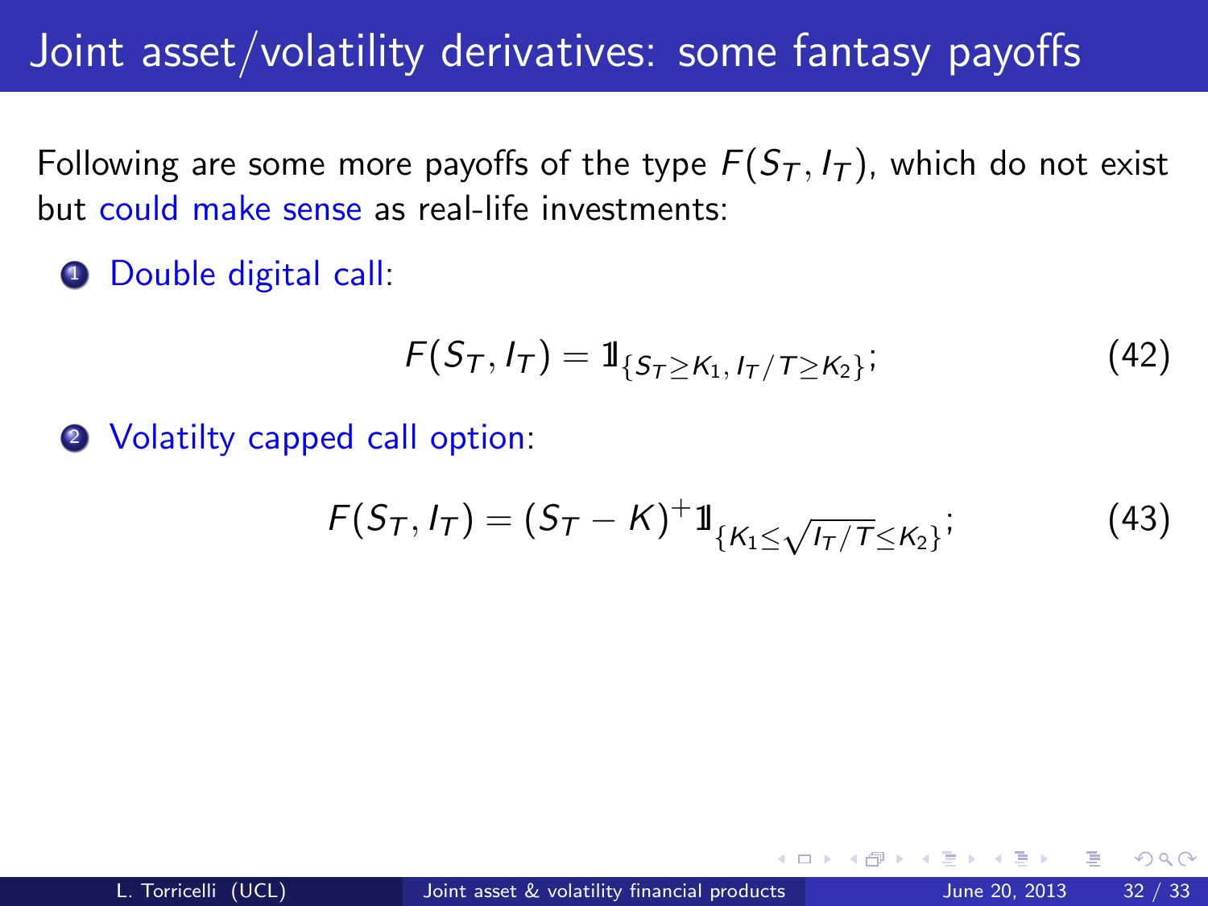# Joint asset/volatility derivatives: some fantasy payoffs

Following are some more payoffs of the type $F(S_T, I_T)$, which do not exist but could make sense as real-life investments:

1. Double digital call:

$$F(S_T, I_T) = \mathbb{1}_{\{S_T \geq K_1,\, I_T/T \geq K_2\}}; \tag{42}$$

2. Volatilty capped call option:

$$F(S_T, I_T) = (S_T - K)^+ \mathbb{1}_{\{K_1 \leq \sqrt{I_T/T} \leq K_2\}}; \tag{43}$$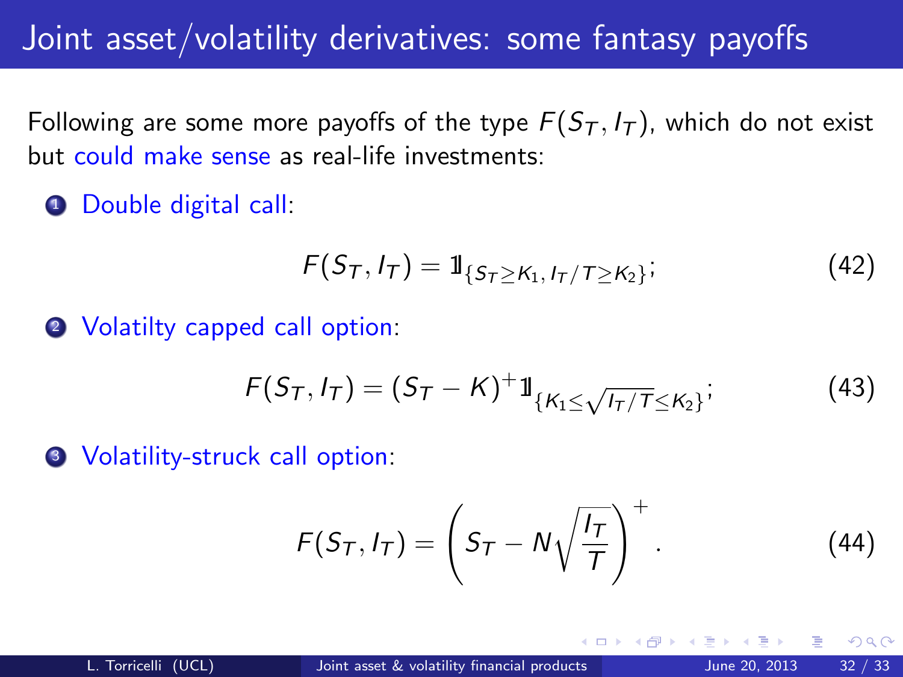# Joint asset/volatility derivatives: some fantasy payoffs

Following are some more payoffs of the type $F(S_T, I_T)$, which do not exist but could make sense as real-life investments:

1. Double digital call:

$$F(S_T, I_T) = \mathbb{1}_{\{S_T \geq K_1,\, I_T/T \geq K_2\}}; \tag{42}$$

2. Volatilty capped call option:

$$F(S_T, I_T) = (S_T - K)^+ \mathbb{1}_{\{K_1 \leq \sqrt{I_T/T} \leq K_2\}}; \tag{43}$$

3. Volatility-struck call option:

$$F(S_T, I_T) = \left(S_T - N\sqrt{\frac{I_T}{T}}\right)^+. \tag{44}$$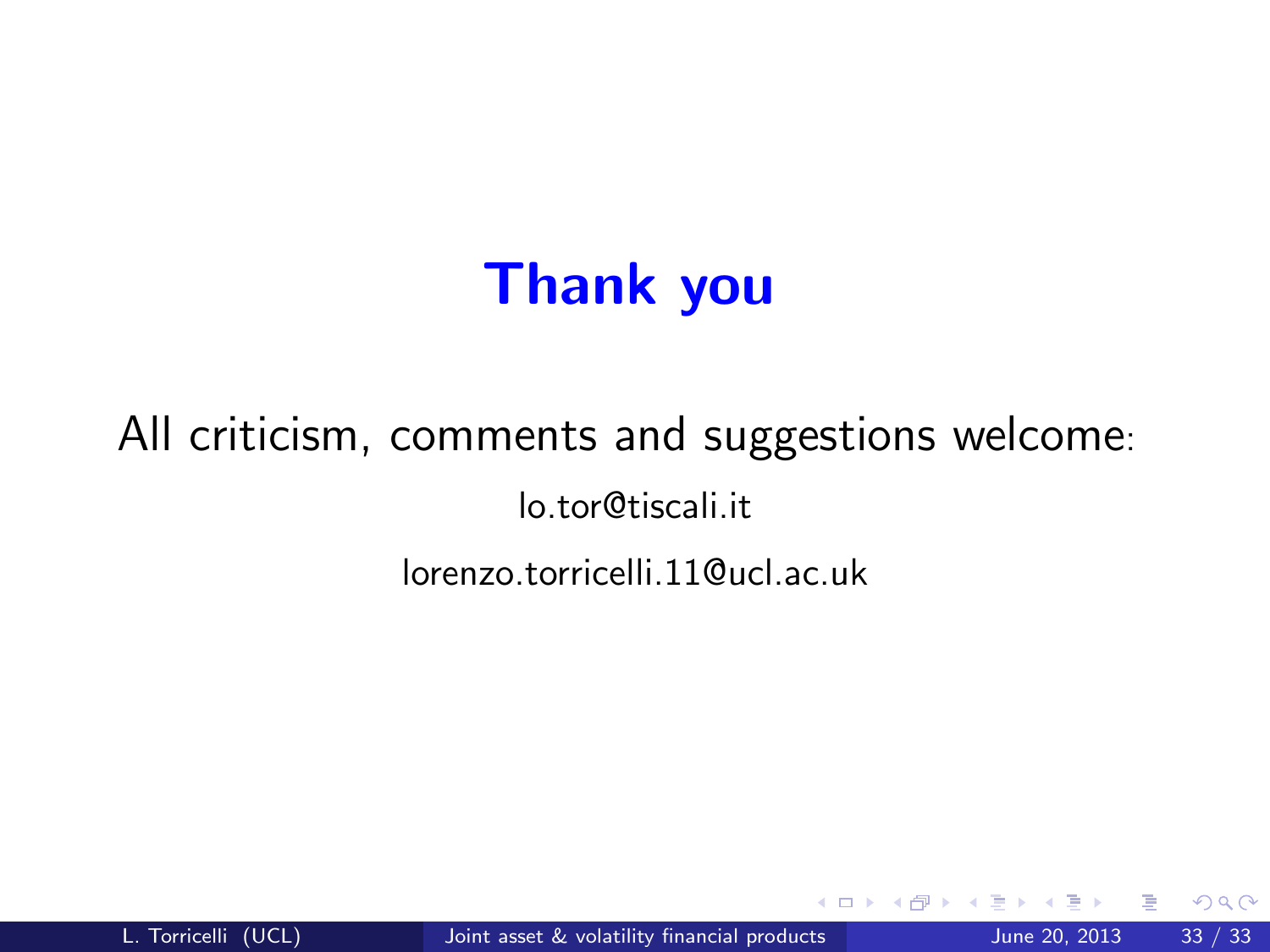# Thank you

All criticism, comments and suggestions welcome:

lo.tor@tiscali.it

lorenzo.torricelli.11@ucl.ac.uk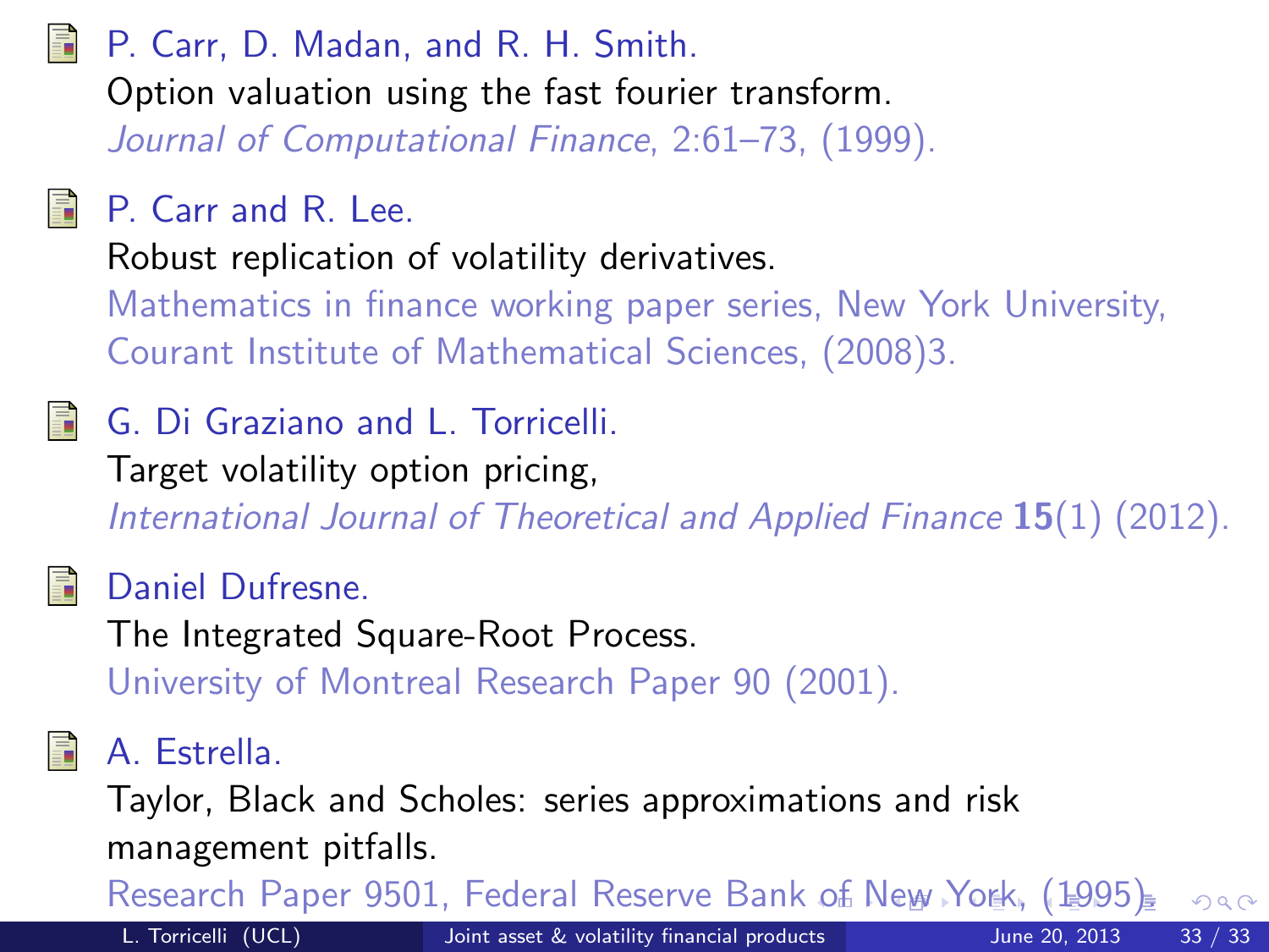P. Carr, D. Madan, and R. H. Smith.
Option valuation using the fast fourier transform.
*Journal of Computational Finance*, 2:61–73, (1999).

P. Carr and R. Lee.
Robust replication of volatility derivatives.
Mathematics in finance working paper series, New York University, Courant Institute of Mathematical Sciences, (2008)3.

G. Di Graziano and L. Torricelli.
Target volatility option pricing,
*International Journal of Theoretical and Applied Finance* **15**(1) (2012).

Daniel Dufresne.
The Integrated Square-Root Process.
University of Montreal Research Paper 90 (2001).

A. Estrella.
Taylor, Black and Scholes: series approximations and risk management pitfalls.
Research Paper 9501, Federal Reserve Bank of New York, (1995).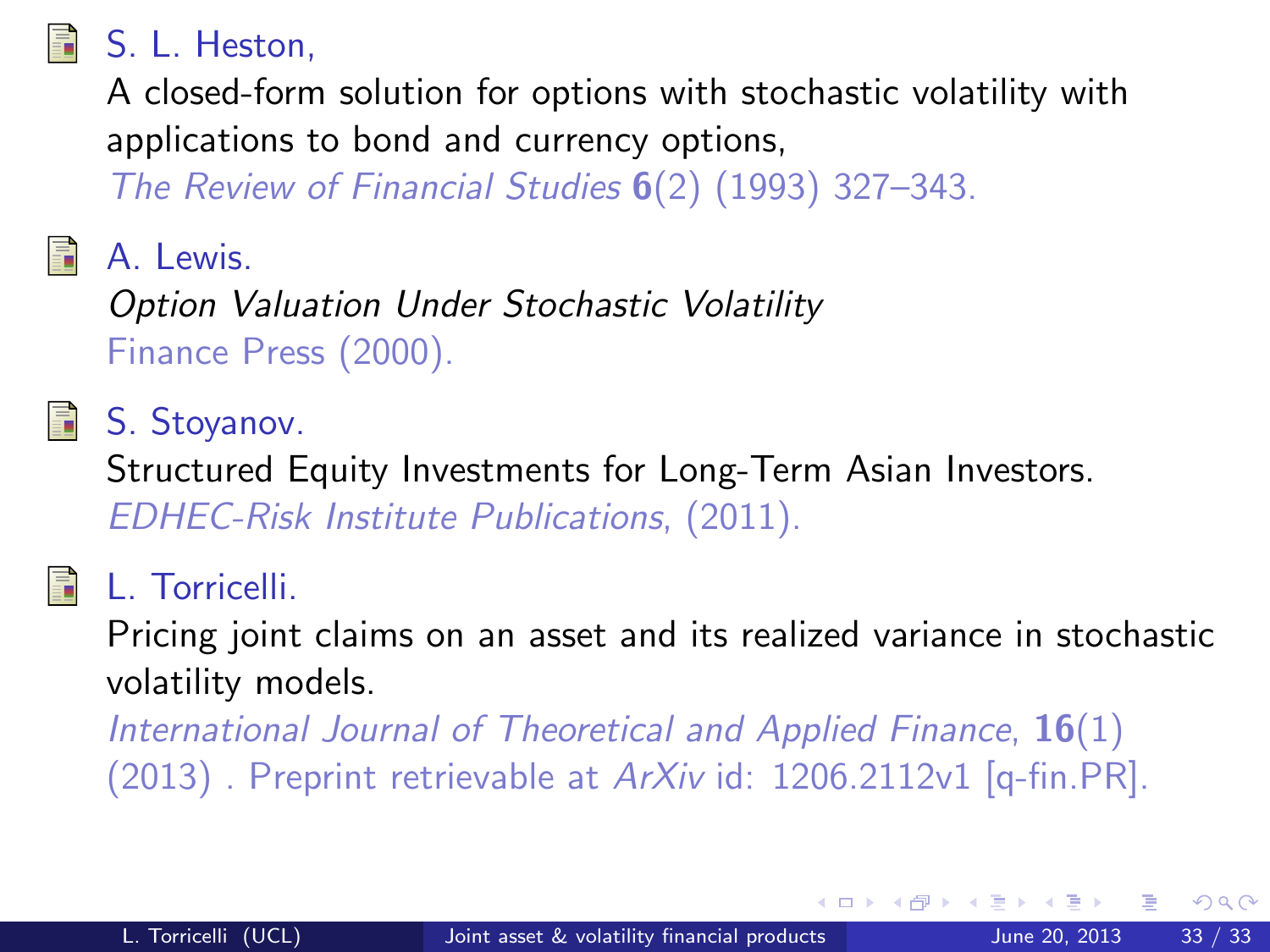- S. L. Heston,
  A closed-form solution for options with stochastic volatility with applications to bond and currency options,
  *The Review of Financial Studies* **6**(2) (1993) 327–343.

- A. Lewis.
  *Option Valuation Under Stochastic Volatility*
  Finance Press (2000).

- S. Stoyanov.
  Structured Equity Investments for Long-Term Asian Investors.
  *EDHEC-Risk Institute Publications*, (2011).

- L. Torricelli.
  Pricing joint claims on an asset and its realized variance in stochastic volatility models.
  *International Journal of Theoretical and Applied Finance*, **16**(1) (2013) . Preprint retrievable at *ArXiv* id: 1206.2112v1 [q-fin.PR].